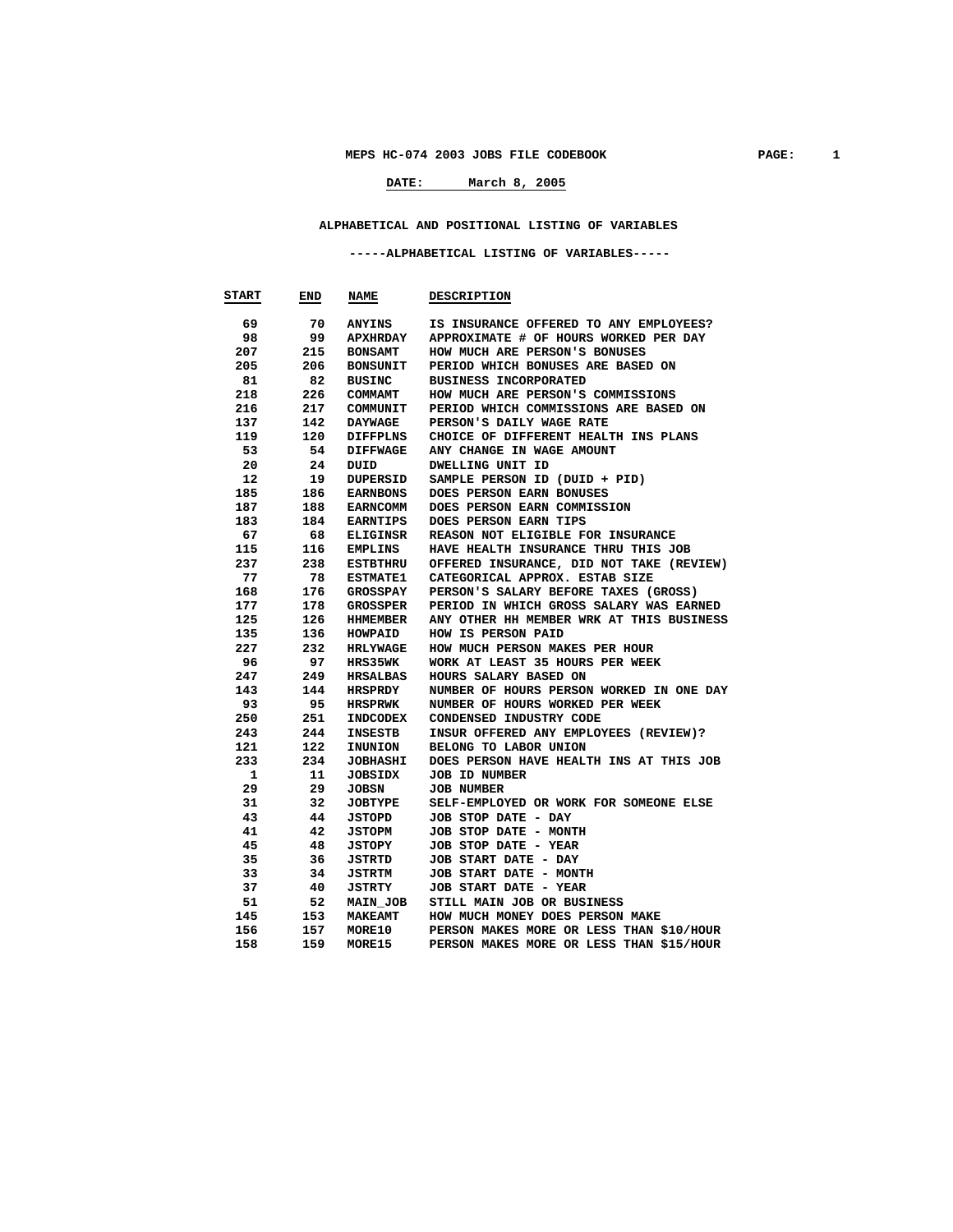# MEPS HC-074 2003 JOBS FILE CODEBOOK

**DATE: March 8, 2005**

## ALPHABETICAL AND POSITIONAL LISTING OF VARIABLES

### -----ALPHABETICAL LISTING OF VARIABLES-----

| START | END | NAME | DESCRIPTION |
|---|---|---|---|
| 69 | 70 | ANYINS | IS INSURANCE OFFERED TO ANY EMPLOYEES? |
| 98 | 99 | APXHRDAY | APPROXIMATE # OF HOURS WORKED PER DAY |
| 207 | 215 | BONSAMT | HOW MUCH ARE PERSON'S BONUSES |
| 205 | 206 | BONSUNIT | PERIOD WHICH BONUSES ARE BASED ON |
| 81 | 82 | BUSINC | BUSINESS INCORPORATED |
| 218 | 226 | COMMAMT | HOW MUCH ARE PERSON'S COMMISSIONS |
| 216 | 217 | COMMUNIT | PERIOD WHICH COMMISSIONS ARE BASED ON |
| 137 | 142 | DAYWAGE | PERSON'S DAILY WAGE RATE |
| 119 | 120 | DIFFPLNS | CHOICE OF DIFFERENT HEALTH INS PLANS |
| 53 | 54 | DIFFWAGE | ANY CHANGE IN WAGE AMOUNT |
| 20 | 24 | DUID | DWELLING UNIT ID |
| 12 | 19 | DUPERSID | SAMPLE PERSON ID (DUID + PID) |
| 185 | 186 | EARNBONS | DOES PERSON EARN BONUSES |
| 187 | 188 | EARNCOMM | DOES PERSON EARN COMMISSION |
| 183 | 184 | EARNTIPS | DOES PERSON EARN TIPS |
| 67 | 68 | ELIGINSR | REASON NOT ELIGIBLE FOR INSURANCE |
| 115 | 116 | EMPLINS | HAVE HEALTH INSURANCE THRU THIS JOB |
| 237 | 238 | ESTBTHRU | OFFERED INSURANCE, DID NOT TAKE (REVIEW) |
| 77 | 78 | ESTMATE1 | CATEGORICAL APPROX. ESTAB SIZE |
| 168 | 176 | GROSSPAY | PERSON'S SALARY BEFORE TAXES (GROSS) |
| 177 | 178 | GROSSPER | PERIOD IN WHICH GROSS SALARY WAS EARNED |
| 125 | 126 | HHMEMBER | ANY OTHER HH MEMBER WRK AT THIS BUSINESS |
| 135 | 136 | HOWPAID | HOW IS PERSON PAID |
| 227 | 232 | HRLYWAGE | HOW MUCH PERSON MAKES PER HOUR |
| 96 | 97 | HRS35WK | WORK AT LEAST 35 HOURS PER WEEK |
| 247 | 249 | HRSALBAS | HOURS SALARY BASED ON |
| 143 | 144 | HRSPRDY | NUMBER OF HOURS PERSON WORKED IN ONE DAY |
| 93 | 95 | HRSPRWK | NUMBER OF HOURS WORKED PER WEEK |
| 250 | 251 | INDCODEX | CONDENSED INDUSTRY CODE |
| 243 | 244 | INSESTB | INSUR OFFERED ANY EMPLOYEES (REVIEW)? |
| 121 | 122 | INUNION | BELONG TO LABOR UNION |
| 233 | 234 | JOBHASHI | DOES PERSON HAVE HEALTH INS AT THIS JOB |
| 1 | 11 | JOBSIDX | JOB ID NUMBER |
| 29 | 29 | JOBSN | JOB NUMBER |
| 31 | 32 | JOBTYPE | SELF-EMPLOYED OR WORK FOR SOMEONE ELSE |
| 43 | 44 | JSTOPD | JOB STOP DATE - DAY |
| 41 | 42 | JSTOPM | JOB STOP DATE - MONTH |
| 45 | 48 | JSTOPY | JOB STOP DATE - YEAR |
| 35 | 36 | JSTRTD | JOB START DATE - DAY |
| 33 | 34 | JSTRTM | JOB START DATE - MONTH |
| 37 | 40 | JSTRTY | JOB START DATE - YEAR |
| 51 | 52 | MAIN_JOB | STILL MAIN JOB OR BUSINESS |
| 145 | 153 | MAKEAMT | HOW MUCH MONEY DOES PERSON MAKE |
| 156 | 157 | MORE10 | PERSON MAKES MORE OR LESS THAN $10/HOUR |
| 158 | 159 | MORE15 | PERSON MAKES MORE OR LESS THAN $15/HOUR |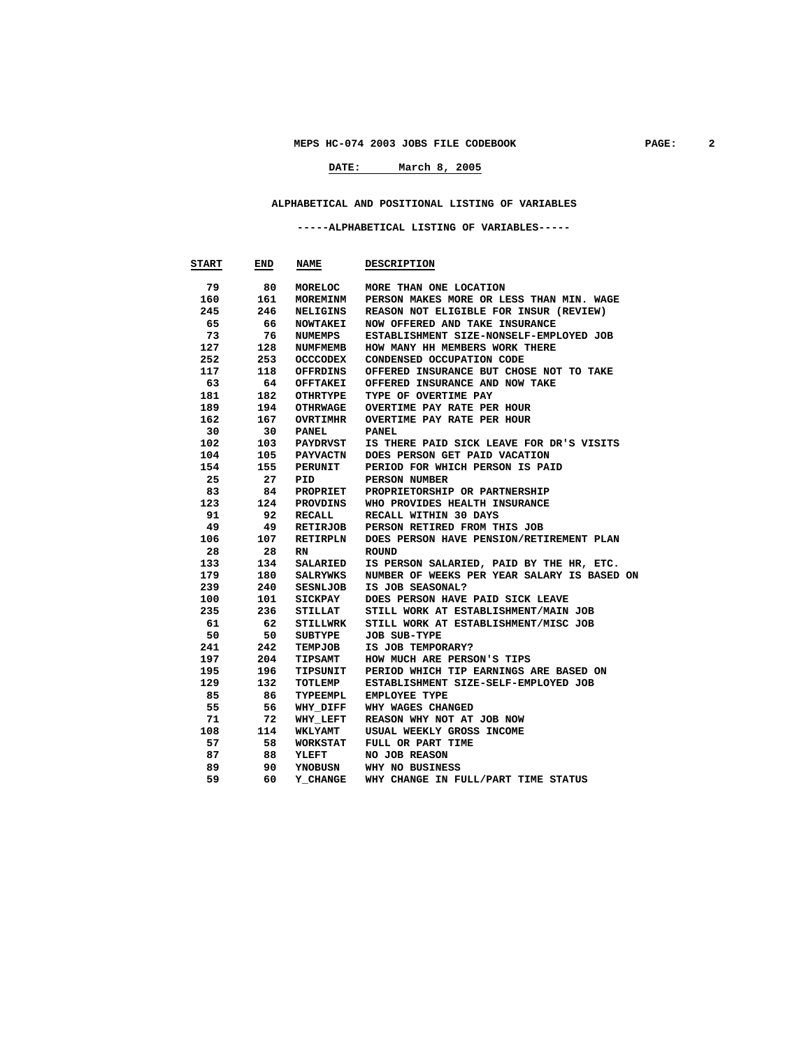DATE: March 8, 2005

## ALPHABETICAL AND POSITIONAL LISTING OF VARIABLES

### -----ALPHABETICAL LISTING OF VARIABLES-----

| START | END | NAME | DESCRIPTION |
|---|---|---|---|
| 79 | 80 | MORELOC | MORE THAN ONE LOCATION |
| 160 | 161 | MOREMINM | PERSON MAKES MORE OR LESS THAN MIN. WAGE |
| 245 | 246 | NELIGINS | REASON NOT ELIGIBLE FOR INSUR (REVIEW) |
| 65 | 66 | NOWTAKEI | NOW OFFERED AND TAKE INSURANCE |
| 73 | 76 | NUMEMPS | ESTABLISHMENT SIZE-NONSELF-EMPLOYED JOB |
| 127 | 128 | NUMFMEMB | HOW MANY HH MEMBERS WORK THERE |
| 252 | 253 | OCCCODEX | CONDENSED OCCUPATION CODE |
| 117 | 118 | OFFRDINS | OFFERED INSURANCE BUT CHOSE NOT TO TAKE |
| 63 | 64 | OFFTAKEI | OFFERED INSURANCE AND NOW TAKE |
| 181 | 182 | OTHRTYPE | TYPE OF OVERTIME PAY |
| 189 | 194 | OTHRWAGE | OVERTIME PAY RATE PER HOUR |
| 162 | 167 | OVRTIMHR | OVERTIME PAY RATE PER HOUR |
| 30 | 30 | PANEL | PANEL |
| 102 | 103 | PAYDRVST | IS THERE PAID SICK LEAVE FOR DR'S VISITS |
| 104 | 105 | PAYVACTN | DOES PERSON GET PAID VACATION |
| 154 | 155 | PERUNIT | PERIOD FOR WHICH PERSON IS PAID |
| 25 | 27 | PID | PERSON NUMBER |
| 83 | 84 | PROPRIET | PROPRIETORSHIP OR PARTNERSHIP |
| 123 | 124 | PROVDINS | WHO PROVIDES HEALTH INSURANCE |
| 91 | 92 | RECALL | RECALL WITHIN 30 DAYS |
| 49 | 49 | RETIRJOB | PERSON RETIRED FROM THIS JOB |
| 106 | 107 | RETIRPLN | DOES PERSON HAVE PENSION/RETIREMENT PLAN |
| 28 | 28 | RN | ROUND |
| 133 | 134 | SALARIED | IS PERSON SALARIED, PAID BY THE HR, ETC. |
| 179 | 180 | SALRYWKS | NUMBER OF WEEKS PER YEAR SALARY IS BASED ON |
| 239 | 240 | SESNLJOB | IS JOB SEASONAL? |
| 100 | 101 | SICKPAY | DOES PERSON HAVE PAID SICK LEAVE |
| 235 | 236 | STILLAT | STILL WORK AT ESTABLISHMENT/MAIN JOB |
| 61 | 62 | STILLWRK | STILL WORK AT ESTABLISHMENT/MISC JOB |
| 50 | 50 | SUBTYPE | JOB SUB-TYPE |
| 241 | 242 | TEMPJOB | IS JOB TEMPORARY? |
| 197 | 204 | TIPSAMT | HOW MUCH ARE PERSON'S TIPS |
| 195 | 196 | TIPSUNIT | PERIOD WHICH TIP EARNINGS ARE BASED ON |
| 129 | 132 | TOTLEMP | ESTABLISHMENT SIZE-SELF-EMPLOYED JOB |
| 85 | 86 | TYPEEMPL | EMPLOYEE TYPE |
| 55 | 56 | WHY_DIFF | WHY WAGES CHANGED |
| 71 | 72 | WHY_LEFT | REASON WHY NOT AT JOB NOW |
| 108 | 114 | WKLYAMT | USUAL WEEKLY GROSS INCOME |
| 57 | 58 | WORKSTAT | FULL OR PART TIME |
| 87 | 88 | YLEFT | NO JOB REASON |
| 89 | 90 | YNOBUSN | WHY NO BUSINESS |
| 59 | 60 | Y_CHANGE | WHY CHANGE IN FULL/PART TIME STATUS |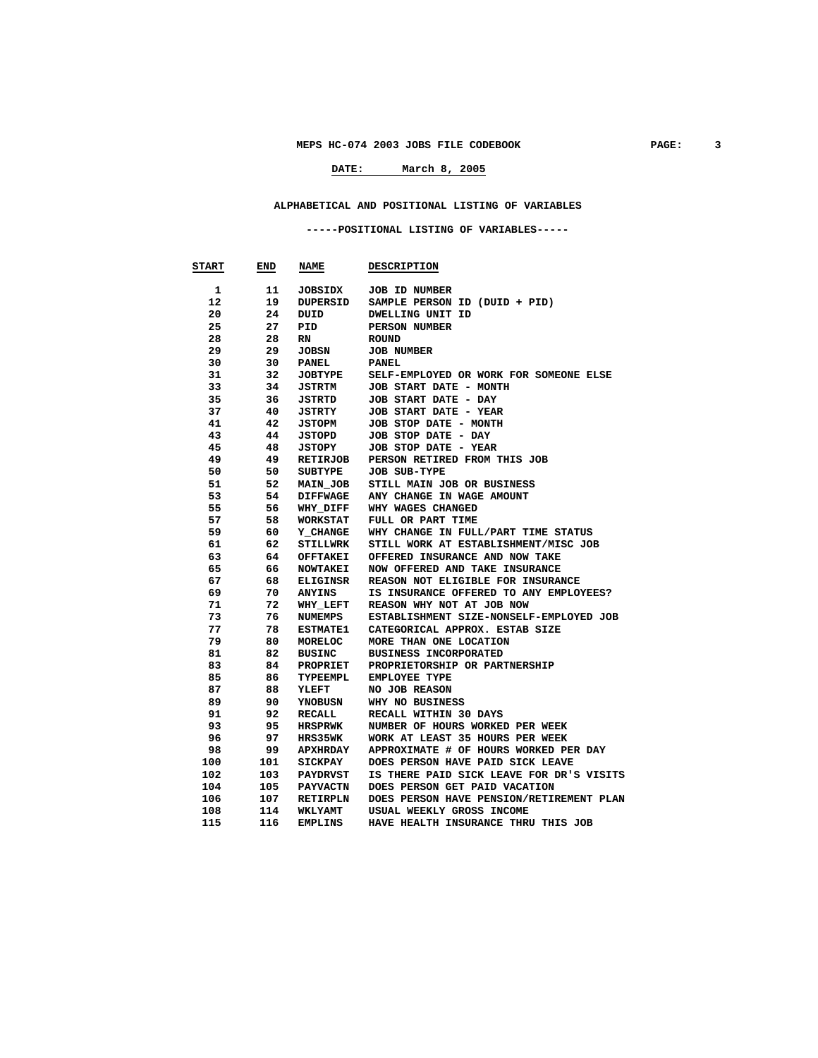**DATE: March 8, 2005**

## ALPHABETICAL AND POSITIONAL LISTING OF VARIABLES

### -----POSITIONAL LISTING OF VARIABLES-----

| START | END | NAME | DESCRIPTION |
|---|---|---|---|
| 1 | 11 | JOBSIDX | JOB ID NUMBER |
| 12 | 19 | DUPERSID | SAMPLE PERSON ID (DUID + PID) |
| 20 | 24 | DUID | DWELLING UNIT ID |
| 25 | 27 | PID | PERSON NUMBER |
| 28 | 28 | RN | ROUND |
| 29 | 29 | JOBSN | JOB NUMBER |
| 30 | 30 | PANEL | PANEL |
| 31 | 32 | JOBTYPE | SELF-EMPLOYED OR WORK FOR SOMEONE ELSE |
| 33 | 34 | JSTRTM | JOB START DATE - MONTH |
| 35 | 36 | JSTRTD | JOB START DATE - DAY |
| 37 | 40 | JSTRTY | JOB START DATE - YEAR |
| 41 | 42 | JSTOPM | JOB STOP DATE - MONTH |
| 43 | 44 | JSTOPD | JOB STOP DATE - DAY |
| 45 | 48 | JSTOPY | JOB STOP DATE - YEAR |
| 49 | 49 | RETIRJOB | PERSON RETIRED FROM THIS JOB |
| 50 | 50 | SUBTYPE | JOB SUB-TYPE |
| 51 | 52 | MAIN_JOB | STILL MAIN JOB OR BUSINESS |
| 53 | 54 | DIFFWAGE | ANY CHANGE IN WAGE AMOUNT |
| 55 | 56 | WHY_DIFF | WHY WAGES CHANGED |
| 57 | 58 | WORKSTAT | FULL OR PART TIME |
| 59 | 60 | Y_CHANGE | WHY CHANGE IN FULL/PART TIME STATUS |
| 61 | 62 | STILLWRK | STILL WORK AT ESTABLISHMENT/MISC JOB |
| 63 | 64 | OFFTAKEI | OFFERED INSURANCE AND NOW TAKE |
| 65 | 66 | NOWTAKEI | NOW OFFERED AND TAKE INSURANCE |
| 67 | 68 | ELIGINSR | REASON NOT ELIGIBLE FOR INSURANCE |
| 69 | 70 | ANYINS | IS INSURANCE OFFERED TO ANY EMPLOYEES? |
| 71 | 72 | WHY_LEFT | REASON WHY NOT AT JOB NOW |
| 73 | 76 | NUMEMPS | ESTABLISHMENT SIZE-NONSELF-EMPLOYED JOB |
| 77 | 78 | ESTMATE1 | CATEGORICAL APPROX. ESTAB SIZE |
| 79 | 80 | MORELOC | MORE THAN ONE LOCATION |
| 81 | 82 | BUSINC | BUSINESS INCORPORATED |
| 83 | 84 | PROPRIET | PROPRIETORSHIP OR PARTNERSHIP |
| 85 | 86 | TYPEEMPL | EMPLOYEE TYPE |
| 87 | 88 | YLEFT | NO JOB REASON |
| 89 | 90 | YNOBUSN | WHY NO BUSINESS |
| 91 | 92 | RECALL | RECALL WITHIN 30 DAYS |
| 93 | 95 | HRSPRWK | NUMBER OF HOURS WORKED PER WEEK |
| 96 | 97 | HRS35WK | WORK AT LEAST 35 HOURS PER WEEK |
| 98 | 99 | APXHRDAY | APPROXIMATE # OF HOURS WORKED PER DAY |
| 100 | 101 | SICKPAY | DOES PERSON HAVE PAID SICK LEAVE |
| 102 | 103 | PAYDRVST | IS THERE PAID SICK LEAVE FOR DR'S VISITS |
| 104 | 105 | PAYVACTN | DOES PERSON GET PAID VACATION |
| 106 | 107 | RETIRPLN | DOES PERSON HAVE PENSION/RETIREMENT PLAN |
| 108 | 114 | WKLYAMT | USUAL WEEKLY GROSS INCOME |
| 115 | 116 | EMPLINS | HAVE HEALTH INSURANCE THRU THIS JOB |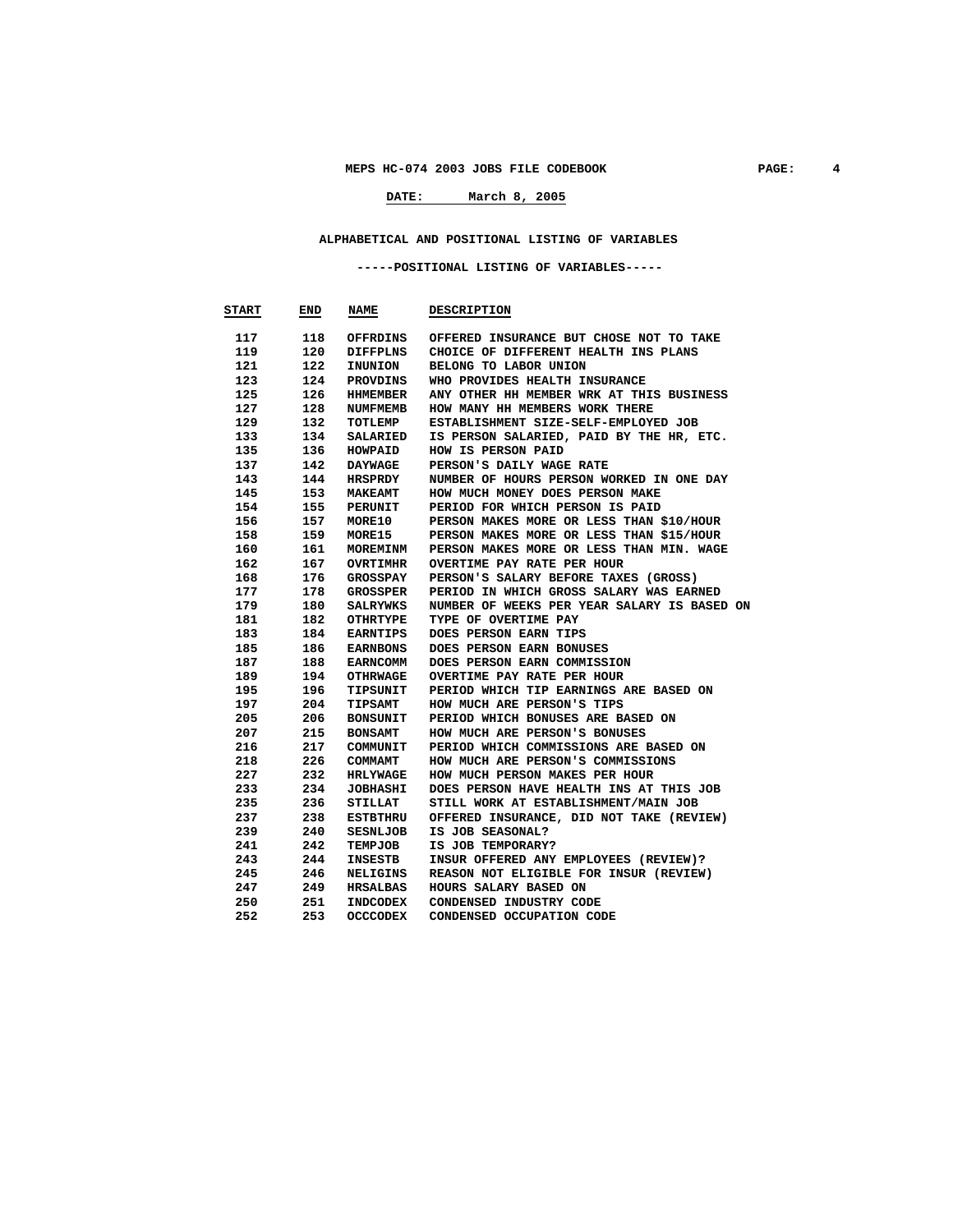**DATE: March 8, 2005**

## ALPHABETICAL AND POSITIONAL LISTING OF VARIABLES

### -----POSITIONAL LISTING OF VARIABLES-----

| START | END | NAME | DESCRIPTION |
|---|---|---|---|
| 117 | 118 | OFFRDINS | OFFERED INSURANCE BUT CHOSE NOT TO TAKE |
| 119 | 120 | DIFFPLNS | CHOICE OF DIFFERENT HEALTH INS PLANS |
| 121 | 122 | INUNION | BELONG TO LABOR UNION |
| 123 | 124 | PROVDINS | WHO PROVIDES HEALTH INSURANCE |
| 125 | 126 | HHMEMBER | ANY OTHER HH MEMBER WRK AT THIS BUSINESS |
| 127 | 128 | NUMFMEMB | HOW MANY HH MEMBERS WORK THERE |
| 129 | 132 | TOTLEMP | ESTABLISHMENT SIZE-SELF-EMPLOYED JOB |
| 133 | 134 | SALARIED | IS PERSON SALARIED, PAID BY THE HR, ETC. |
| 135 | 136 | HOWPAID | HOW IS PERSON PAID |
| 137 | 142 | DAYWAGE | PERSON'S DAILY WAGE RATE |
| 143 | 144 | HRSPRDY | NUMBER OF HOURS PERSON WORKED IN ONE DAY |
| 145 | 153 | MAKEAMT | HOW MUCH MONEY DOES PERSON MAKE |
| 154 | 155 | PERUNIT | PERIOD FOR WHICH PERSON IS PAID |
| 156 | 157 | MORE10 | PERSON MAKES MORE OR LESS THAN $10/HOUR |
| 158 | 159 | MORE15 | PERSON MAKES MORE OR LESS THAN $15/HOUR |
| 160 | 161 | MOREMINM | PERSON MAKES MORE OR LESS THAN MIN. WAGE |
| 162 | 167 | OVRTIMHR | OVERTIME PAY RATE PER HOUR |
| 168 | 176 | GROSSPAY | PERSON'S SALARY BEFORE TAXES (GROSS) |
| 177 | 178 | GROSSPER | PERIOD IN WHICH GROSS SALARY WAS EARNED |
| 179 | 180 | SALRYWKS | NUMBER OF WEEKS PER YEAR SALARY IS BASED ON |
| 181 | 182 | OTHRTYPE | TYPE OF OVERTIME PAY |
| 183 | 184 | EARNTIPS | DOES PERSON EARN TIPS |
| 185 | 186 | EARNBONS | DOES PERSON EARN BONUSES |
| 187 | 188 | EARNCOMM | DOES PERSON EARN COMMISSION |
| 189 | 194 | OTHRWAGE | OVERTIME PAY RATE PER HOUR |
| 195 | 196 | TIPSUNIT | PERIOD WHICH TIP EARNINGS ARE BASED ON |
| 197 | 204 | TIPSAMT | HOW MUCH ARE PERSON'S TIPS |
| 205 | 206 | BONSUNIT | PERIOD WHICH BONUSES ARE BASED ON |
| 207 | 215 | BONSAMT | HOW MUCH ARE PERSON'S BONUSES |
| 216 | 217 | COMMUNIT | PERIOD WHICH COMMISSIONS ARE BASED ON |
| 218 | 226 | COMMAMT | HOW MUCH ARE PERSON'S COMMISSIONS |
| 227 | 232 | HRLYWAGE | HOW MUCH PERSON MAKES PER HOUR |
| 233 | 234 | JOBHASHI | DOES PERSON HAVE HEALTH INS AT THIS JOB |
| 235 | 236 | STILLAT | STILL WORK AT ESTABLISHMENT/MAIN JOB |
| 237 | 238 | ESTBTHRU | OFFERED INSURANCE, DID NOT TAKE (REVIEW) |
| 239 | 240 | SESNLJOB | IS JOB SEASONAL? |
| 241 | 242 | TEMPJOB | IS JOB TEMPORARY? |
| 243 | 244 | INSESTB | INSUR OFFERED ANY EMPLOYEES (REVIEW)? |
| 245 | 246 | NELIGINS | REASON NOT ELIGIBLE FOR INSUR (REVIEW) |
| 247 | 249 | HRSALBAS | HOURS SALARY BASED ON |
| 250 | 251 | INDCODEX | CONDENSED INDUSTRY CODE |
| 252 | 253 | OCCCODEX | CONDENSED OCCUPATION CODE |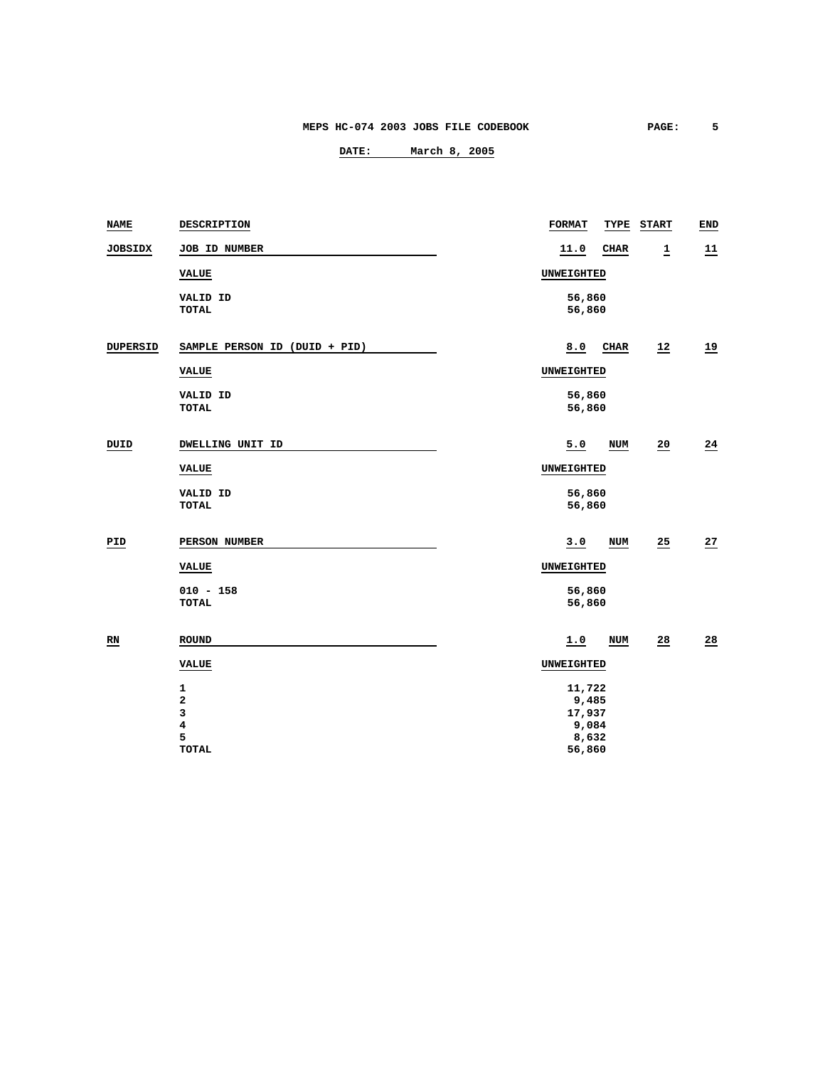| NAME | DESCRIPTION | FORMAT | TYPE | START | END |
|---|---|---|---|---|---|
| **JOBSIDX** | **JOB ID NUMBER** | 11.0 | CHAR | 1 | 11 |

| VALUE | UNWEIGHTED |
|---|---|
| VALID ID | 56,860 |
| TOTAL | 56,860 |

| NAME | DESCRIPTION | FORMAT | TYPE | START | END |
|---|---|---|---|---|---|
| **DUPERSID** | **SAMPLE PERSON ID (DUID + PID)** | 8.0 | CHAR | 12 | 19 |

| VALUE | UNWEIGHTED |
|---|---|
| VALID ID | 56,860 |
| TOTAL | 56,860 |

| NAME | DESCRIPTION | FORMAT | TYPE | START | END |
|---|---|---|---|---|---|
| **DUID** | **DWELLING UNIT ID** | 5.0 | NUM | 20 | 24 |

| VALUE | UNWEIGHTED |
|---|---|
| VALID ID | 56,860 |
| TOTAL | 56,860 |

| NAME | DESCRIPTION | FORMAT | TYPE | START | END |
|---|---|---|---|---|---|
| **PID** | **PERSON NUMBER** | 3.0 | NUM | 25 | 27 |

| VALUE | UNWEIGHTED |
|---|---|
| 010 - 158 | 56,860 |
| TOTAL | 56,860 |

| NAME | DESCRIPTION | FORMAT | TYPE | START | END |
|---|---|---|---|---|---|
| **RN** | **ROUND** | 1.0 | NUM | 28 | 28 |

| VALUE | UNWEIGHTED |
|---|---|
| 1 | 11,722 |
| 2 | 9,485 |
| 3 | 17,937 |
| 4 | 9,084 |
| 5 | 8,632 |
| TOTAL | 56,860 |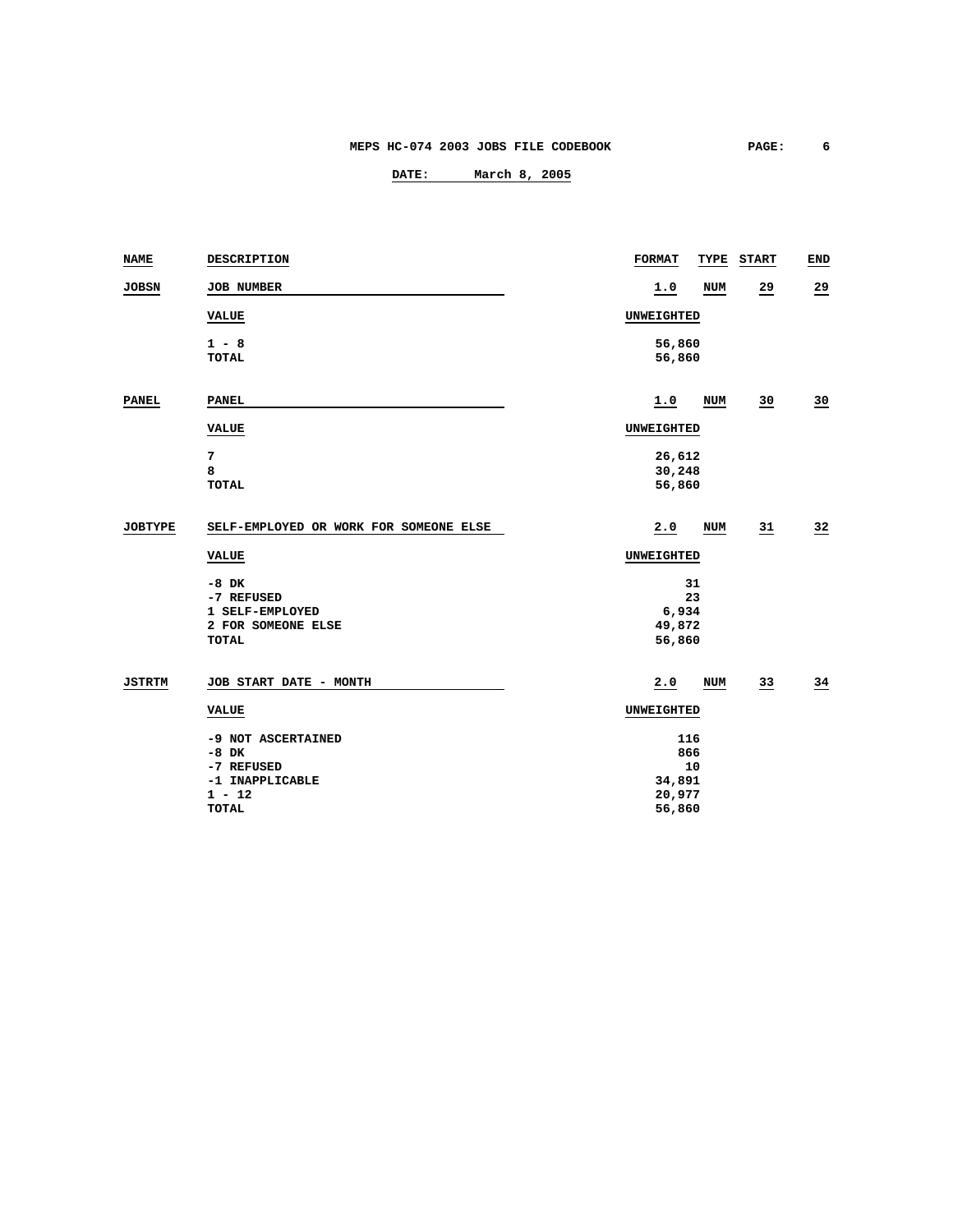| NAME | DESCRIPTION | FORMAT | TYPE | START | END |
|---|---|---|---|---|---|
| JOBSN | JOB NUMBER | 1.0 | NUM | 29 | 29 |

| VALUE | UNWEIGHTED |
|---|---|
| 1 - 8 | 56,860 |
| TOTAL | 56,860 |

| NAME | DESCRIPTION | FORMAT | TYPE | START | END |
|---|---|---|---|---|---|
| PANEL | PANEL | 1.0 | NUM | 30 | 30 |

| VALUE | UNWEIGHTED |
|---|---|
| 7 | 26,612 |
| 8 | 30,248 |
| TOTAL | 56,860 |

| NAME | DESCRIPTION | FORMAT | TYPE | START | END |
|---|---|---|---|---|---|
| JOBTYPE | SELF-EMPLOYED OR WORK FOR SOMEONE ELSE | 2.0 | NUM | 31 | 32 |

| VALUE | UNWEIGHTED |
|---|---|
| -8 DK | 31 |
| -7 REFUSED | 23 |
| 1 SELF-EMPLOYED | 6,934 |
| 2 FOR SOMEONE ELSE | 49,872 |
| TOTAL | 56,860 |

| NAME | DESCRIPTION | FORMAT | TYPE | START | END |
|---|---|---|---|---|---|
| JSTRTM | JOB START DATE - MONTH | 2.0 | NUM | 33 | 34 |

| VALUE | UNWEIGHTED |
|---|---|
| -9 NOT ASCERTAINED | 116 |
| -8 DK | 866 |
| -7 REFUSED | 10 |
| -1 INAPPLICABLE | 34,891 |
| 1 - 12 | 20,977 |
| TOTAL | 56,860 |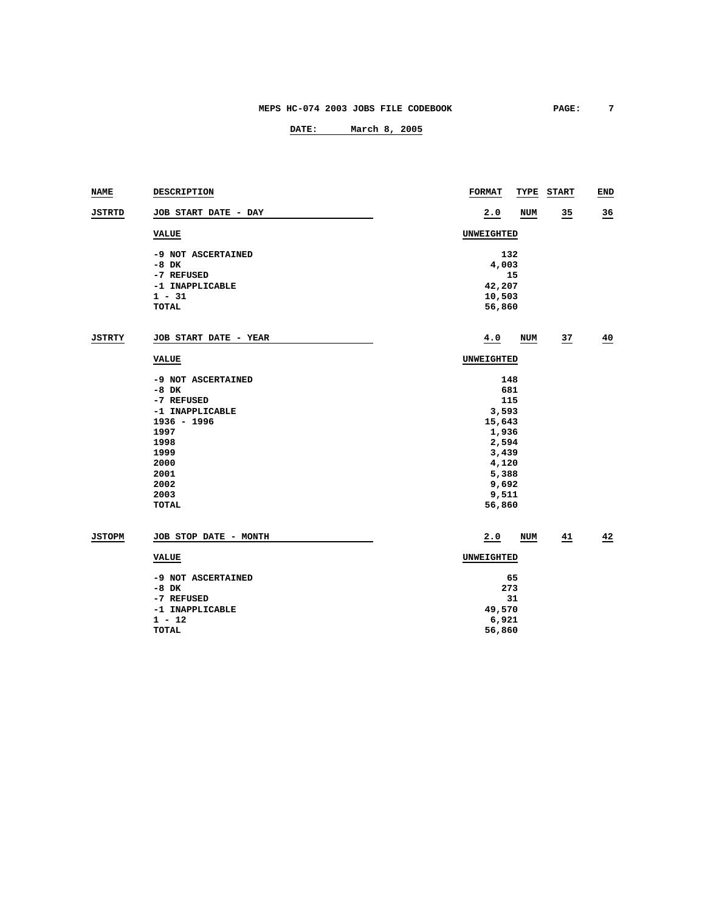| NAME | DESCRIPTION | FORMAT | TYPE | START | END |
|---|---|---|---|---|---|
| JSTRTD | JOB START DATE - DAY | 2.0 | NUM | 35 | 36 |

| VALUE | UNWEIGHTED |
|---|---|
| -9 NOT ASCERTAINED | 132 |
| -8 DK | 4,003 |
| -7 REFUSED | 15 |
| -1 INAPPLICABLE | 42,207 |
| 1 - 31 | 10,503 |
| TOTAL | 56,860 |

| NAME | DESCRIPTION | FORMAT | TYPE | START | END |
|---|---|---|---|---|---|
| JSTRTY | JOB START DATE - YEAR | 4.0 | NUM | 37 | 40 |

| VALUE | UNWEIGHTED |
|---|---|
| -9 NOT ASCERTAINED | 148 |
| -8 DK | 681 |
| -7 REFUSED | 115 |
| -1 INAPPLICABLE | 3,593 |
| 1936 - 1996 | 15,643 |
| 1997 | 1,936 |
| 1998 | 2,594 |
| 1999 | 3,439 |
| 2000 | 4,120 |
| 2001 | 5,388 |
| 2002 | 9,692 |
| 2003 | 9,511 |
| TOTAL | 56,860 |

| NAME | DESCRIPTION | FORMAT | TYPE | START | END |
|---|---|---|---|---|---|
| JSTOPM | JOB STOP DATE - MONTH | 2.0 | NUM | 41 | 42 |

| VALUE | UNWEIGHTED |
|---|---|
| -9 NOT ASCERTAINED | 65 |
| -8 DK | 273 |
| -7 REFUSED | 31 |
| -1 INAPPLICABLE | 49,570 |
| 1 - 12 | 6,921 |
| TOTAL | 56,860 |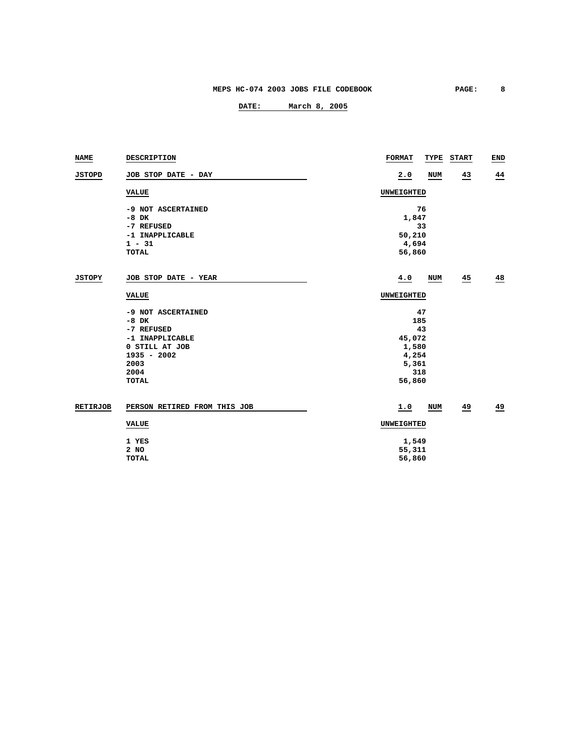**MEPS HC-074 2003 JOBS FILE CODEBOOK**

**DATE: March 8, 2005**

| NAME | DESCRIPTION | FORMAT | TYPE | START | END |
|---|---|---|---|---|---|
| JSTOPD | JOB STOP DATE - DAY | 2.0 | NUM | 43 | 44 |

| VALUE | UNWEIGHTED |
|---|---|
| -9 NOT ASCERTAINED | 76 |
| -8 DK | 1,847 |
| -7 REFUSED | 33 |
| -1 INAPPLICABLE | 50,210 |
| 1 - 31 | 4,694 |
| TOTAL | 56,860 |

| NAME | DESCRIPTION | FORMAT | TYPE | START | END |
|---|---|---|---|---|---|
| JSTOPY | JOB STOP DATE - YEAR | 4.0 | NUM | 45 | 48 |

| VALUE | UNWEIGHTED |
|---|---|
| -9 NOT ASCERTAINED | 47 |
| -8 DK | 185 |
| -7 REFUSED | 43 |
| -1 INAPPLICABLE | 45,072 |
| 0 STILL AT JOB | 1,580 |
| 1935 - 2002 | 4,254 |
| 2003 | 5,361 |
| 2004 | 318 |
| TOTAL | 56,860 |

| NAME | DESCRIPTION | FORMAT | TYPE | START | END |
|---|---|---|---|---|---|
| RETIRJOB | PERSON RETIRED FROM THIS JOB | 1.0 | NUM | 49 | 49 |

| VALUE | UNWEIGHTED |
|---|---|
| 1 YES | 1,549 |
| 2 NO | 55,311 |
| TOTAL | 56,860 |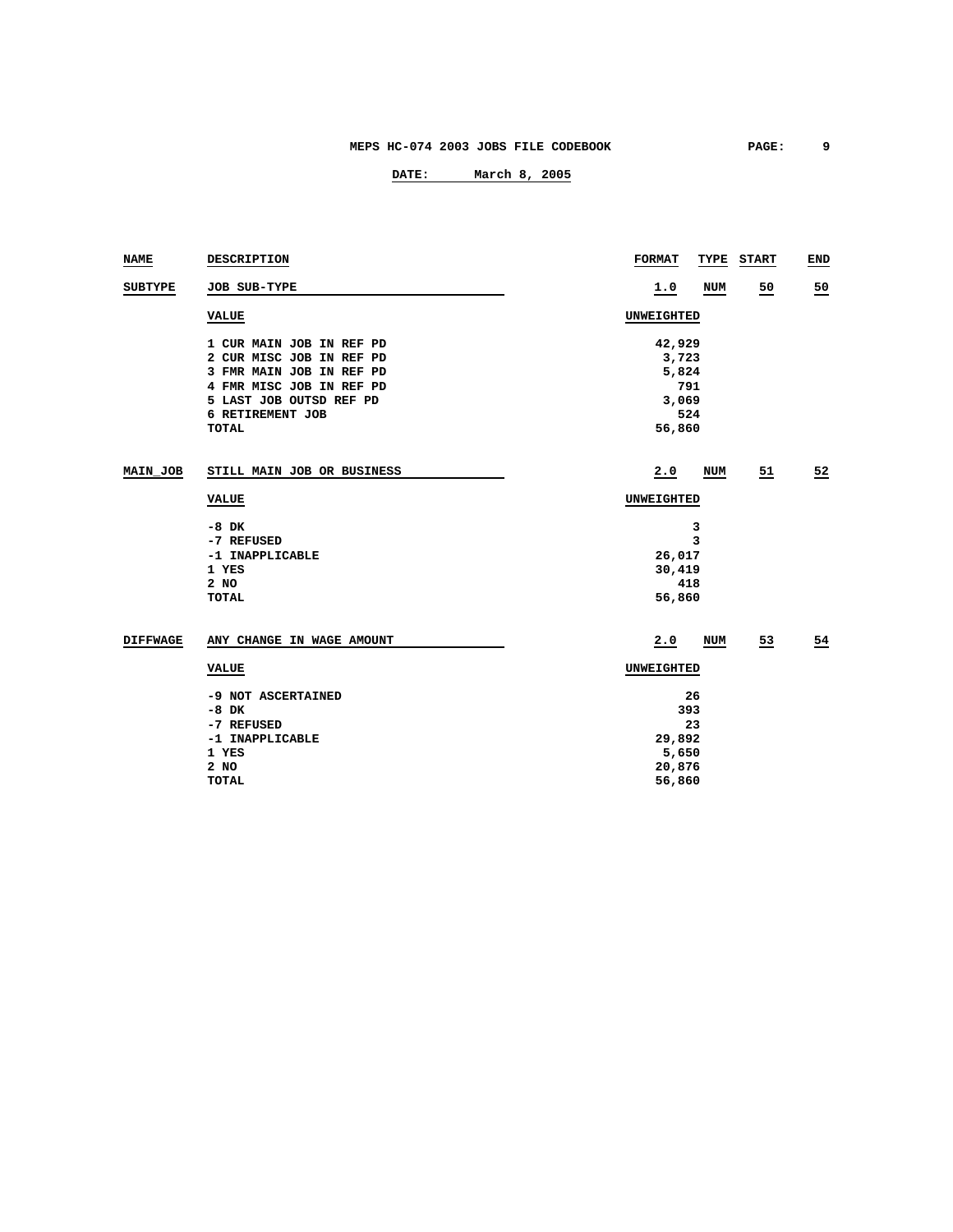| NAME | DESCRIPTION | FORMAT | TYPE | START | END |
|---|---|---|---|---|---|
| SUBTYPE | JOB SUB-TYPE | 1.0 | NUM | 50 | 50 |

| VALUE | UNWEIGHTED |
|---|---|
| 1 CUR MAIN JOB IN REF PD | 42,929 |
| 2 CUR MISC JOB IN REF PD | 3,723 |
| 3 FMR MAIN JOB IN REF PD | 5,824 |
| 4 FMR MISC JOB IN REF PD | 791 |
| 5 LAST JOB OUTSD REF PD | 3,069 |
| 6 RETIREMENT JOB | 524 |
| TOTAL | 56,860 |

| NAME | DESCRIPTION | FORMAT | TYPE | START | END |
|---|---|---|---|---|---|
| MAIN_JOB | STILL MAIN JOB OR BUSINESS | 2.0 | NUM | 51 | 52 |

| VALUE | UNWEIGHTED |
|---|---|
| -8 DK | 3 |
| -7 REFUSED | 3 |
| -1 INAPPLICABLE | 26,017 |
| 1 YES | 30,419 |
| 2 NO | 418 |
| TOTAL | 56,860 |

| NAME | DESCRIPTION | FORMAT | TYPE | START | END |
|---|---|---|---|---|---|
| DIFFWAGE | ANY CHANGE IN WAGE AMOUNT | 2.0 | NUM | 53 | 54 |

| VALUE | UNWEIGHTED |
|---|---|
| -9 NOT ASCERTAINED | 26 |
| -8 DK | 393 |
| -7 REFUSED | 23 |
| -1 INAPPLICABLE | 29,892 |
| 1 YES | 5,650 |
| 2 NO | 20,876 |
| TOTAL | 56,860 |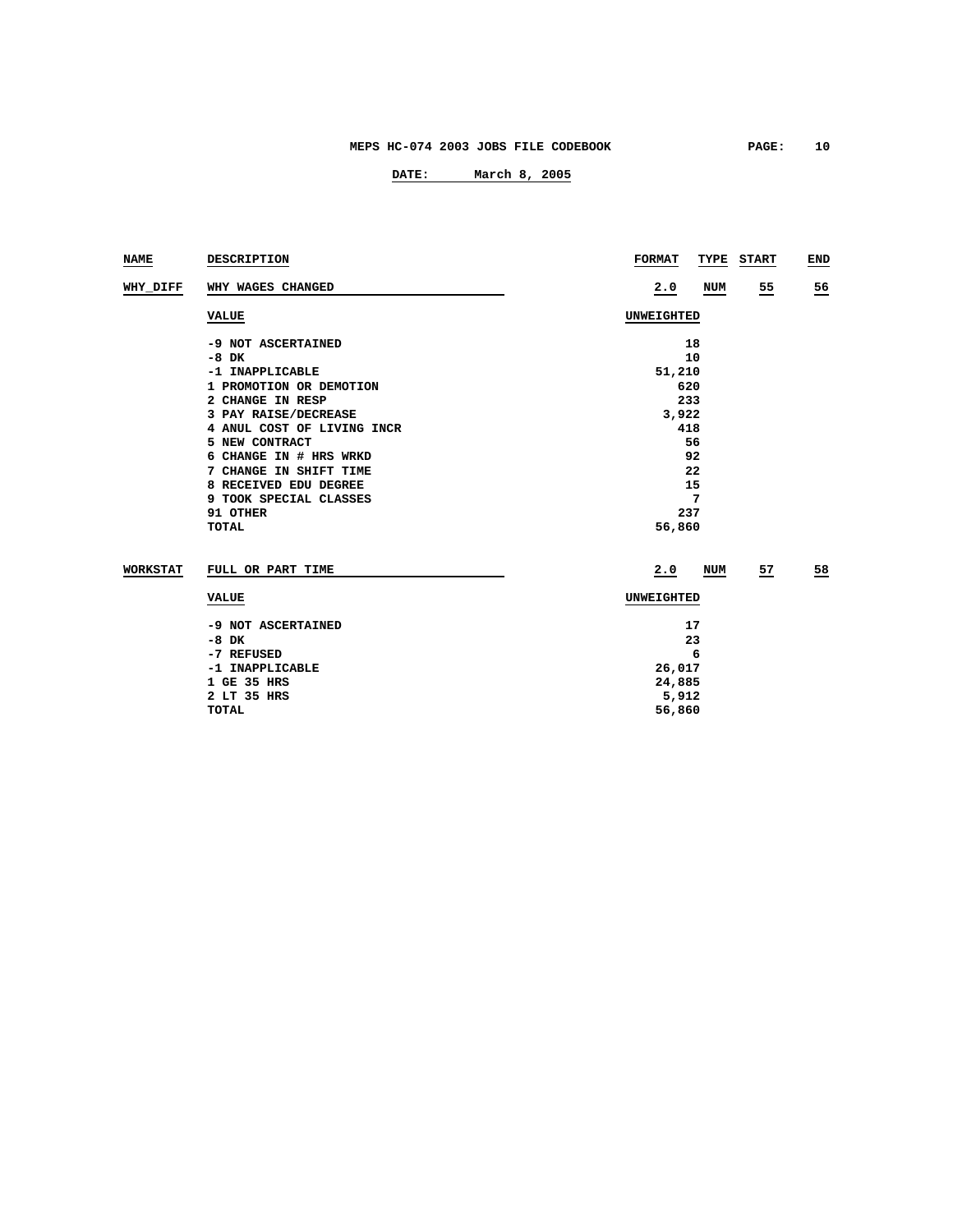| NAME | DESCRIPTION | FORMAT | TYPE | START | END |
|---|---|---|---|---|---|
| WHY_DIFF | WHY WAGES CHANGED | 2.0 | NUM | 55 | 56 |

| VALUE | UNWEIGHTED |
|---|---|
| -9 NOT ASCERTAINED | 18 |
| -8 DK | 10 |
| -1 INAPPLICABLE | 51,210 |
| 1 PROMOTION OR DEMOTION | 620 |
| 2 CHANGE IN RESP | 233 |
| 3 PAY RAISE/DECREASE | 3,922 |
| 4 ANUL COST OF LIVING INCR | 418 |
| 5 NEW CONTRACT | 56 |
| 6 CHANGE IN # HRS WRKD | 92 |
| 7 CHANGE IN SHIFT TIME | 22 |
| 8 RECEIVED EDU DEGREE | 15 |
| 9 TOOK SPECIAL CLASSES | 7 |
| 91 OTHER | 237 |
| TOTAL | 56,860 |

| NAME | DESCRIPTION | FORMAT | TYPE | START | END |
|---|---|---|---|---|---|
| WORKSTAT | FULL OR PART TIME | 2.0 | NUM | 57 | 58 |

| VALUE | UNWEIGHTED |
|---|---|
| -9 NOT ASCERTAINED | 17 |
| -8 DK | 23 |
| -7 REFUSED | 6 |
| -1 INAPPLICABLE | 26,017 |
| 1 GE 35 HRS | 24,885 |
| 2 LT 35 HRS | 5,912 |
| TOTAL | 56,860 |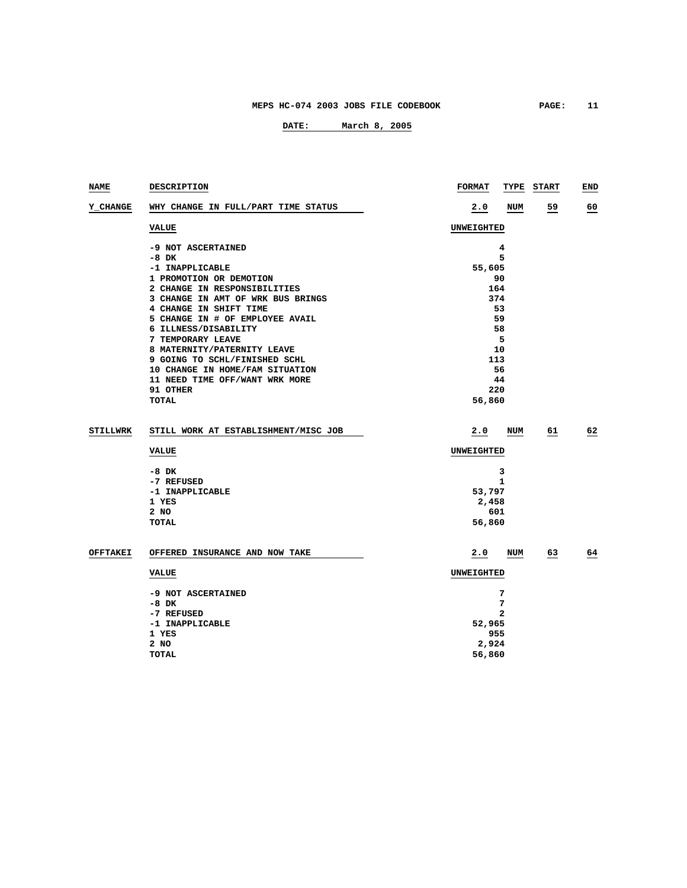| NAME | DESCRIPTION | FORMAT | TYPE | START | END |
|---|---|---|---|---|---|
| Y_CHANGE | WHY CHANGE IN FULL/PART TIME STATUS | 2.0 | NUM | 59 | 60 |

| VALUE | UNWEIGHTED |
|---|---|
| -9 NOT ASCERTAINED | 4 |
| -8 DK | 5 |
| -1 INAPPLICABLE | 55,605 |
| 1 PROMOTION OR DEMOTION | 90 |
| 2 CHANGE IN RESPONSIBILITIES | 164 |
| 3 CHANGE IN AMT OF WRK BUS BRINGS | 374 |
| 4 CHANGE IN SHIFT TIME | 53 |
| 5 CHANGE IN # OF EMPLOYEE AVAIL | 59 |
| 6 ILLNESS/DISABILITY | 58 |
| 7 TEMPORARY LEAVE | 5 |
| 8 MATERNITY/PATERNITY LEAVE | 10 |
| 9 GOING TO SCHL/FINISHED SCHL | 113 |
| 10 CHANGE IN HOME/FAM SITUATION | 56 |
| 11 NEED TIME OFF/WANT WRK MORE | 44 |
| 91 OTHER | 220 |
| TOTAL | 56,860 |

| NAME | DESCRIPTION | FORMAT | TYPE | START | END |
|---|---|---|---|---|---|
| STILLWRK | STILL WORK AT ESTABLISHMENT/MISC JOB | 2.0 | NUM | 61 | 62 |

| VALUE | UNWEIGHTED |
|---|---|
| -8 DK | 3 |
| -7 REFUSED | 1 |
| -1 INAPPLICABLE | 53,797 |
| 1 YES | 2,458 |
| 2 NO | 601 |
| TOTAL | 56,860 |

| NAME | DESCRIPTION | FORMAT | TYPE | START | END |
|---|---|---|---|---|---|
| OFFTAKEI | OFFERED INSURANCE AND NOW TAKE | 2.0 | NUM | 63 | 64 |

| VALUE | UNWEIGHTED |
|---|---|
| -9 NOT ASCERTAINED | 7 |
| -8 DK | 7 |
| -7 REFUSED | 2 |
| -1 INAPPLICABLE | 52,965 |
| 1 YES | 955 |
| 2 NO | 2,924 |
| TOTAL | 56,860 |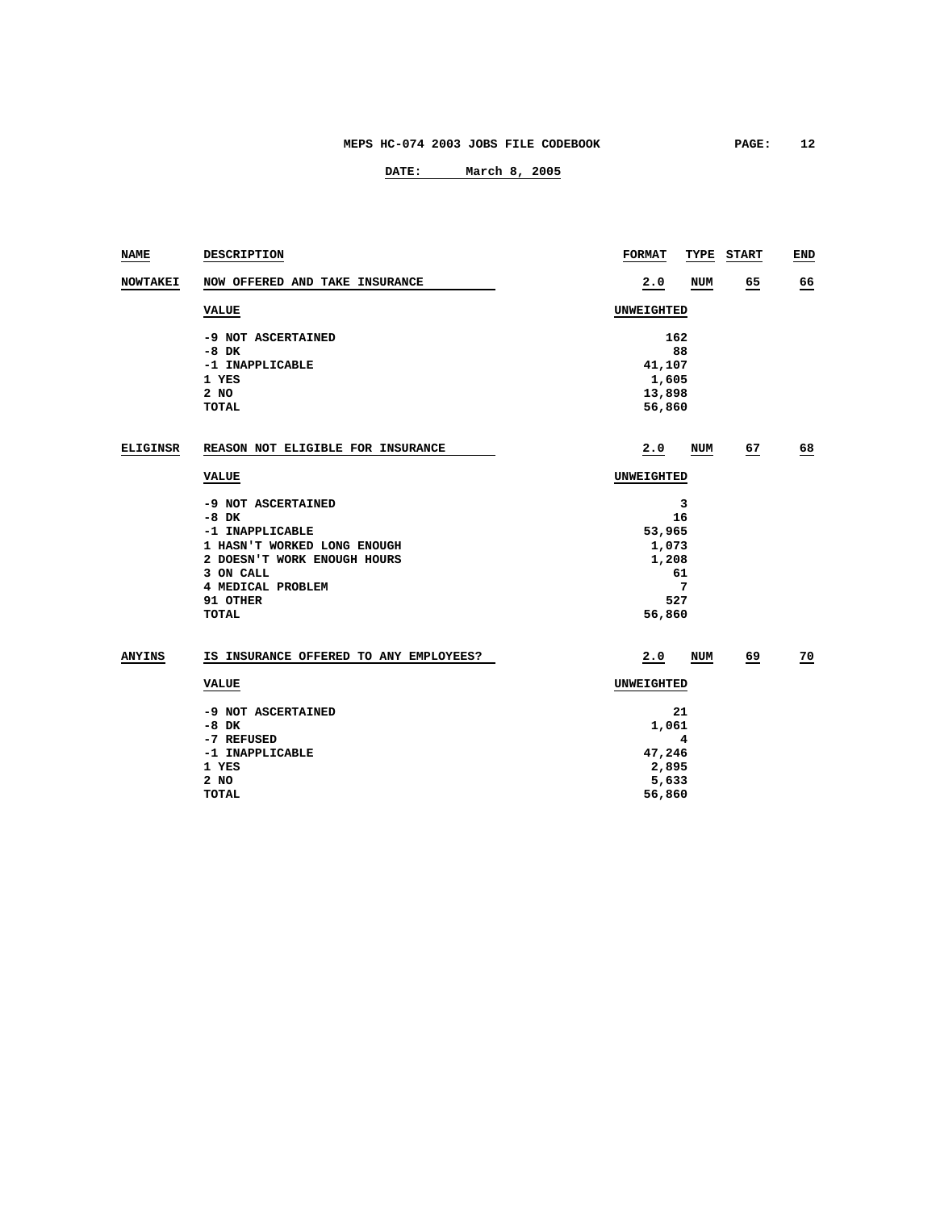| NAME | DESCRIPTION | FORMAT | TYPE | START | END |
|---|---|---|---|---|---|
| NOWTAKEI | NOW OFFERED AND TAKE INSURANCE | 2.0 | NUM | 65 | 66 |

| VALUE | UNWEIGHTED |
|---|---|
| -9 NOT ASCERTAINED | 162 |
| -8 DK | 88 |
| -1 INAPPLICABLE | 41,107 |
| 1 YES | 1,605 |
| 2 NO | 13,898 |
| TOTAL | 56,860 |

| NAME | DESCRIPTION | FORMAT | TYPE | START | END |
|---|---|---|---|---|---|
| ELIGINSR | REASON NOT ELIGIBLE FOR INSURANCE | 2.0 | NUM | 67 | 68 |

| VALUE | UNWEIGHTED |
|---|---|
| -9 NOT ASCERTAINED | 3 |
| -8 DK | 16 |
| -1 INAPPLICABLE | 53,965 |
| 1 HASN'T WORKED LONG ENOUGH | 1,073 |
| 2 DOESN'T WORK ENOUGH HOURS | 1,208 |
| 3 ON CALL | 61 |
| 4 MEDICAL PROBLEM | 7 |
| 91 OTHER | 527 |
| TOTAL | 56,860 |

| NAME | DESCRIPTION | FORMAT | TYPE | START | END |
|---|---|---|---|---|---|
| ANYINS | IS INSURANCE OFFERED TO ANY EMPLOYEES? | 2.0 | NUM | 69 | 70 |

| VALUE | UNWEIGHTED |
|---|---|
| -9 NOT ASCERTAINED | 21 |
| -8 DK | 1,061 |
| -7 REFUSED | 4 |
| -1 INAPPLICABLE | 47,246 |
| 1 YES | 2,895 |
| 2 NO | 5,633 |
| TOTAL | 56,860 |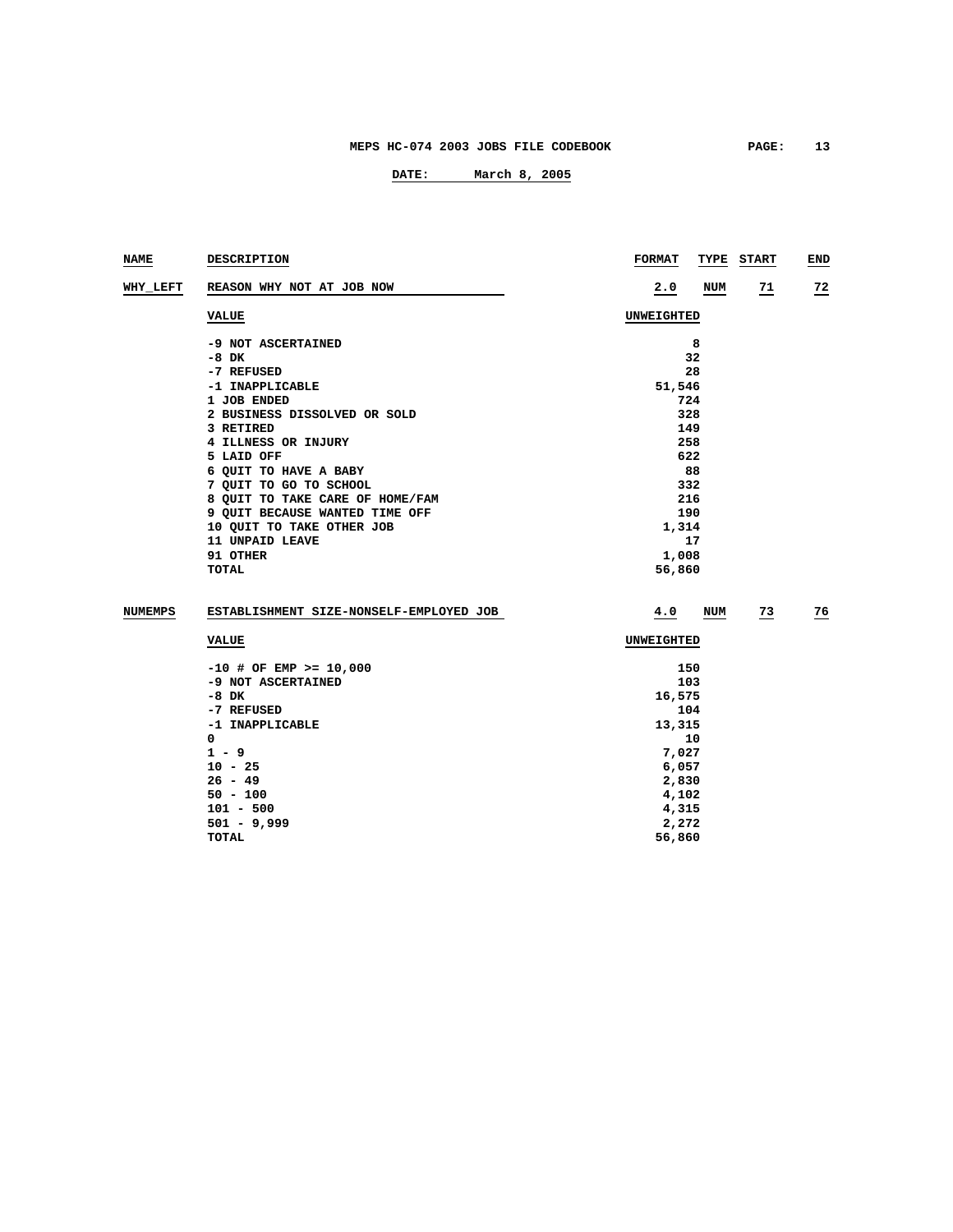| NAME | DESCRIPTION | FORMAT | TYPE | START | END |
|---|---|---|---|---|---|
| WHY_LEFT | REASON WHY NOT AT JOB NOW | 2.0 | NUM | 71 | 72 |

| VALUE | UNWEIGHTED |
|---|---|
| -9 NOT ASCERTAINED | 8 |
| -8 DK | 32 |
| -7 REFUSED | 28 |
| -1 INAPPLICABLE | 51,546 |
| 1 JOB ENDED | 724 |
| 2 BUSINESS DISSOLVED OR SOLD | 328 |
| 3 RETIRED | 149 |
| 4 ILLNESS OR INJURY | 258 |
| 5 LAID OFF | 622 |
| 6 QUIT TO HAVE A BABY | 88 |
| 7 QUIT TO GO TO SCHOOL | 332 |
| 8 QUIT TO TAKE CARE OF HOME/FAM | 216 |
| 9 QUIT BECAUSE WANTED TIME OFF | 190 |
| 10 QUIT TO TAKE OTHER JOB | 1,314 |
| 11 UNPAID LEAVE | 17 |
| 91 OTHER | 1,008 |
| TOTAL | 56,860 |

| NAME | DESCRIPTION | FORMAT | TYPE | START | END |
|---|---|---|---|---|---|
| NUMEMPS | ESTABLISHMENT SIZE-NONSELF-EMPLOYED JOB | 4.0 | NUM | 73 | 76 |

| VALUE | UNWEIGHTED |
|---|---|
| -10 # OF EMP >= 10,000 | 150 |
| -9 NOT ASCERTAINED | 103 |
| -8 DK | 16,575 |
| -7 REFUSED | 104 |
| -1 INAPPLICABLE | 13,315 |
| 0 | 10 |
| 1 - 9 | 7,027 |
| 10 - 25 | 6,057 |
| 26 - 49 | 2,830 |
| 50 - 100 | 4,102 |
| 101 - 500 | 4,315 |
| 501 - 9,999 | 2,272 |
| TOTAL | 56,860 |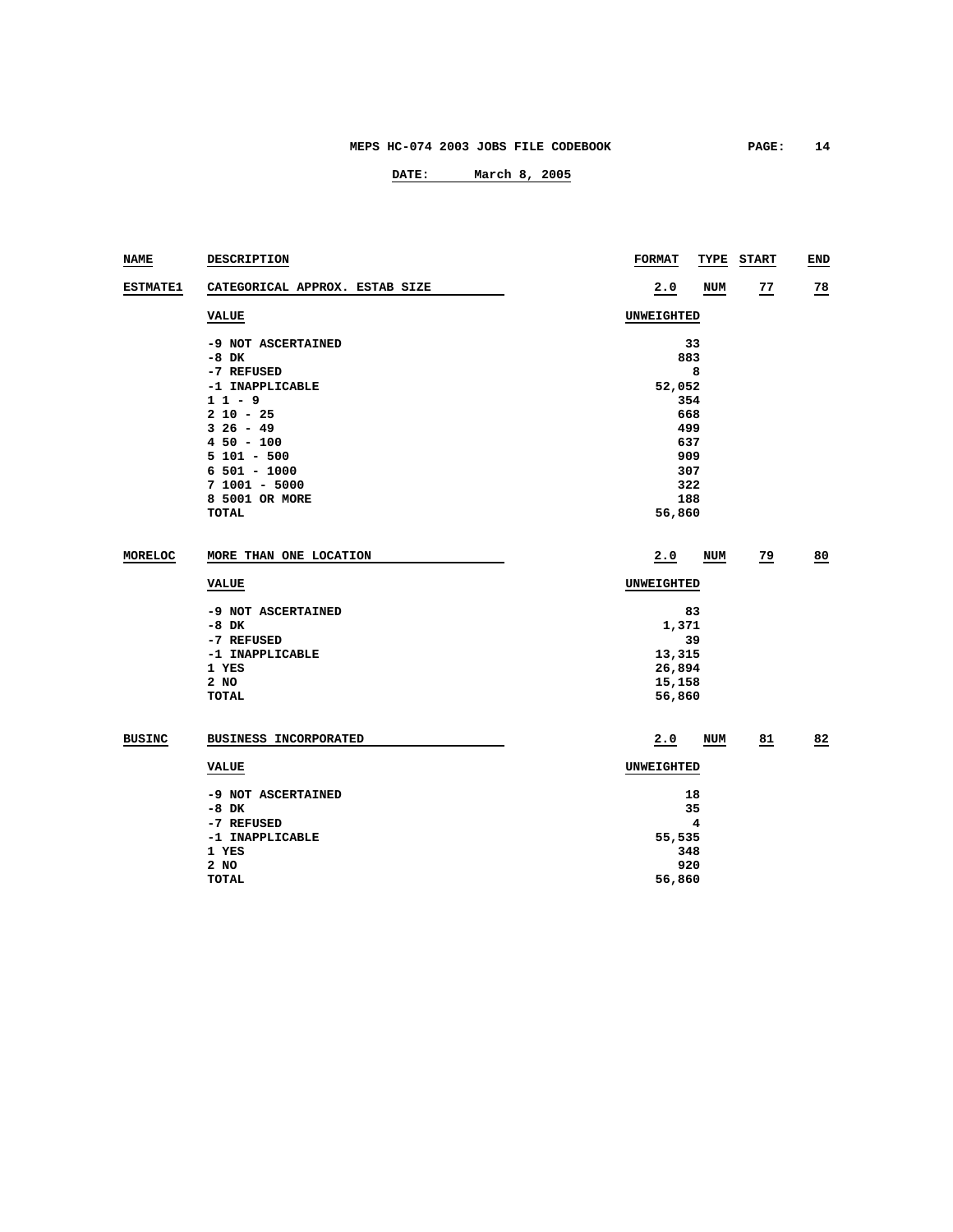| NAME | DESCRIPTION | FORMAT | TYPE | START | END |
|---|---|---|---|---|---|
| ESTMATE1 | CATEGORICAL APPROX. ESTAB SIZE | 2.0 | NUM | 77 | 78 |

| VALUE | UNWEIGHTED |
|---|---|
| -9 NOT ASCERTAINED | 33 |
| -8 DK | 883 |
| -7 REFUSED | 8 |
| -1 INAPPLICABLE | 52,052 |
| 1 1 - 9 | 354 |
| 2 10 - 25 | 668 |
| 3 26 - 49 | 499 |
| 4 50 - 100 | 637 |
| 5 101 - 500 | 909 |
| 6 501 - 1000 | 307 |
| 7 1001 - 5000 | 322 |
| 8 5001 OR MORE | 188 |
| TOTAL | 56,860 |

| NAME | DESCRIPTION | FORMAT | TYPE | START | END |
|---|---|---|---|---|---|
| MORELOC | MORE THAN ONE LOCATION | 2.0 | NUM | 79 | 80 |

| VALUE | UNWEIGHTED |
|---|---|
| -9 NOT ASCERTAINED | 83 |
| -8 DK | 1,371 |
| -7 REFUSED | 39 |
| -1 INAPPLICABLE | 13,315 |
| 1 YES | 26,894 |
| 2 NO | 15,158 |
| TOTAL | 56,860 |

| NAME | DESCRIPTION | FORMAT | TYPE | START | END |
|---|---|---|---|---|---|
| BUSINC | BUSINESS INCORPORATED | 2.0 | NUM | 81 | 82 |

| VALUE | UNWEIGHTED |
|---|---|
| -9 NOT ASCERTAINED | 18 |
| -8 DK | 35 |
| -7 REFUSED | 4 |
| -1 INAPPLICABLE | 55,535 |
| 1 YES | 348 |
| 2 NO | 920 |
| TOTAL | 56,860 |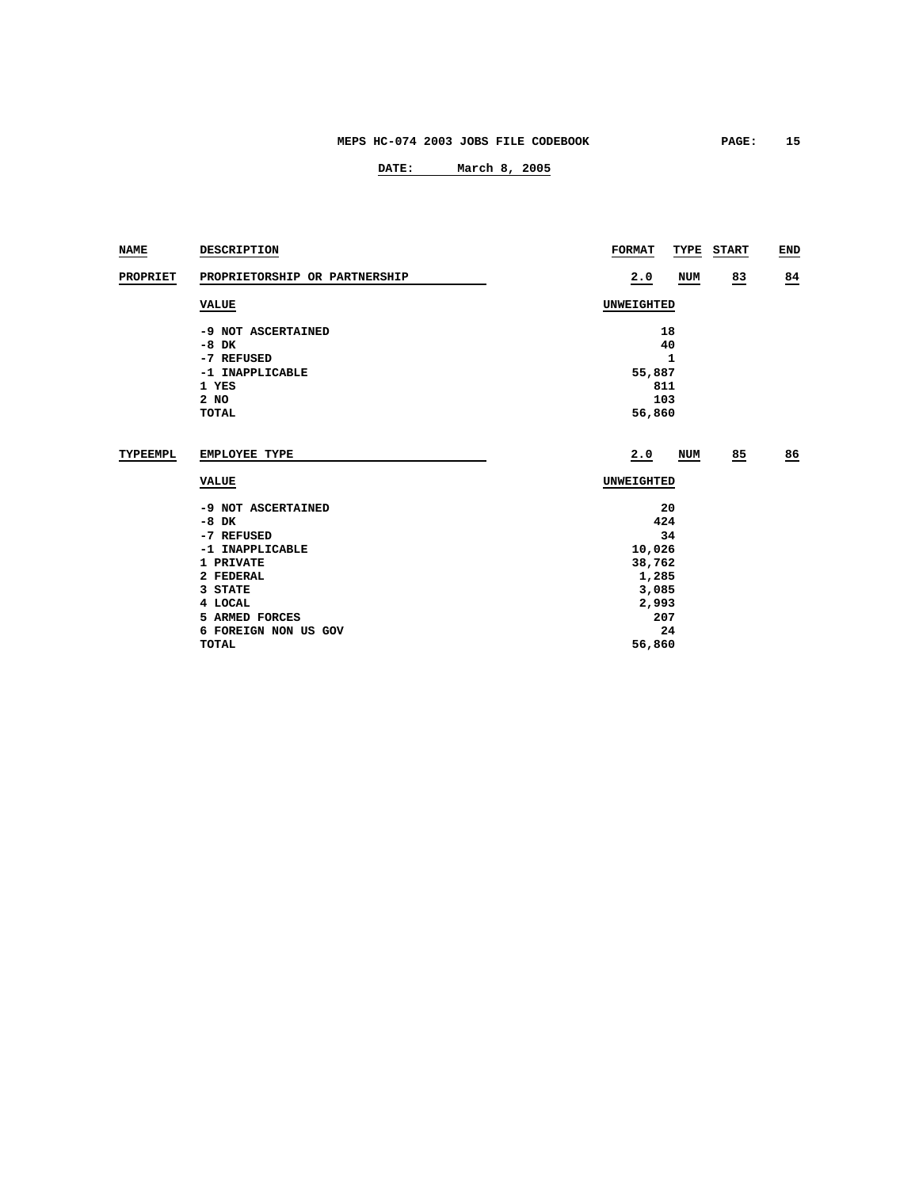| NAME | DESCRIPTION | FORMAT | TYPE | START | END |
|---|---|---|---|---|---|
| PROPRIET | PROPRIETORSHIP OR PARTNERSHIP | 2.0 | NUM | 83 | 84 |

| VALUE | UNWEIGHTED |
|---|---|
| -9 NOT ASCERTAINED | 18 |
| -8 DK | 40 |
| -7 REFUSED | 1 |
| -1 INAPPLICABLE | 55,887 |
| 1 YES | 811 |
| 2 NO | 103 |
| TOTAL | 56,860 |

| NAME | DESCRIPTION | FORMAT | TYPE | START | END |
|---|---|---|---|---|---|
| TYPEEMPL | EMPLOYEE TYPE | 2.0 | NUM | 85 | 86 |

| VALUE | UNWEIGHTED |
|---|---|
| -9 NOT ASCERTAINED | 20 |
| -8 DK | 424 |
| -7 REFUSED | 34 |
| -1 INAPPLICABLE | 10,026 |
| 1 PRIVATE | 38,762 |
| 2 FEDERAL | 1,285 |
| 3 STATE | 3,085 |
| 4 LOCAL | 2,993 |
| 5 ARMED FORCES | 207 |
| 6 FOREIGN NON US GOV | 24 |
| TOTAL | 56,860 |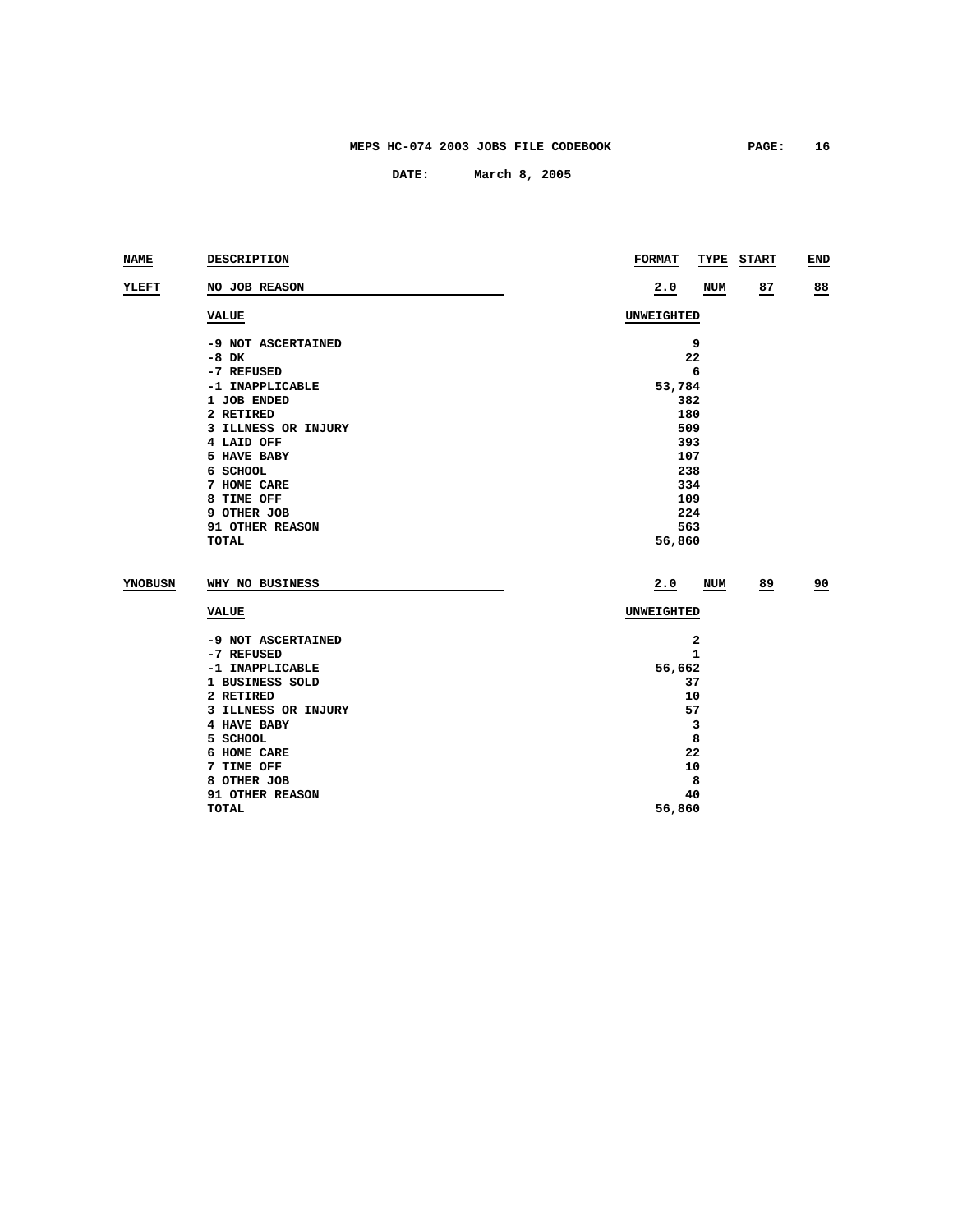| NAME | DESCRIPTION | FORMAT | TYPE | START | END |
|---|---|---|---|---|---|
| YLEFT | NO JOB REASON | 2.0 | NUM | 87 | 88 |

| VALUE | UNWEIGHTED |
|---|---|
| -9 NOT ASCERTAINED | 9 |
| -8 DK | 22 |
| -7 REFUSED | 6 |
| -1 INAPPLICABLE | 53,784 |
| 1 JOB ENDED | 382 |
| 2 RETIRED | 180 |
| 3 ILLNESS OR INJURY | 509 |
| 4 LAID OFF | 393 |
| 5 HAVE BABY | 107 |
| 6 SCHOOL | 238 |
| 7 HOME CARE | 334 |
| 8 TIME OFF | 109 |
| 9 OTHER JOB | 224 |
| 91 OTHER REASON | 563 |
| TOTAL | 56,860 |

| NAME | DESCRIPTION | FORMAT | TYPE | START | END |
|---|---|---|---|---|---|
| YNOBUSN | WHY NO BUSINESS | 2.0 | NUM | 89 | 90 |

| VALUE | UNWEIGHTED |
|---|---|
| -9 NOT ASCERTAINED | 2 |
| -7 REFUSED | 1 |
| -1 INAPPLICABLE | 56,662 |
| 1 BUSINESS SOLD | 37 |
| 2 RETIRED | 10 |
| 3 ILLNESS OR INJURY | 57 |
| 4 HAVE BABY | 3 |
| 5 SCHOOL | 8 |
| 6 HOME CARE | 22 |
| 7 TIME OFF | 10 |
| 8 OTHER JOB | 8 |
| 91 OTHER REASON | 40 |
| TOTAL | 56,860 |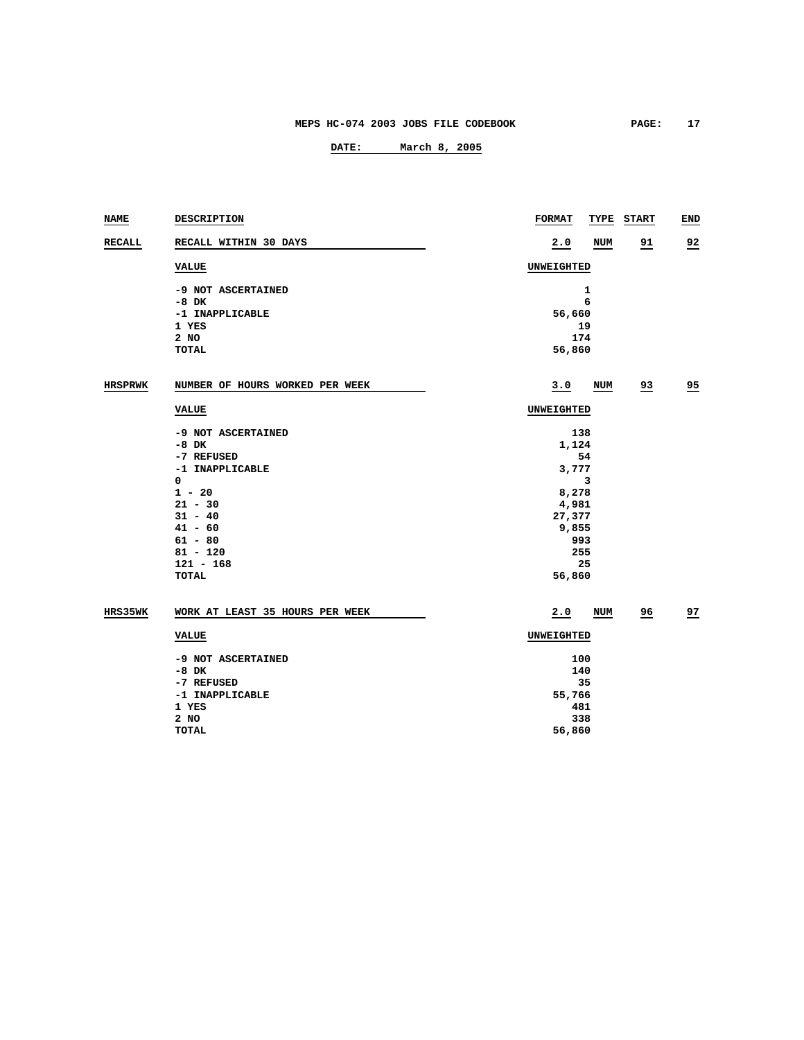| NAME | DESCRIPTION | FORMAT | TYPE | START | END |
|---|---|---|---|---|---|
| RECALL | RECALL WITHIN 30 DAYS | 2.0 | NUM | 91 | 92 |

| VALUE | UNWEIGHTED |
|---|---|
| -9 NOT ASCERTAINED | 1 |
| -8 DK | 6 |
| -1 INAPPLICABLE | 56,660 |
| 1 YES | 19 |
| 2 NO | 174 |
| TOTAL | 56,860 |

| NAME | DESCRIPTION | FORMAT | TYPE | START | END |
|---|---|---|---|---|---|
| HRSPRWK | NUMBER OF HOURS WORKED PER WEEK | 3.0 | NUM | 93 | 95 |

| VALUE | UNWEIGHTED |
|---|---|
| -9 NOT ASCERTAINED | 138 |
| -8 DK | 1,124 |
| -7 REFUSED | 54 |
| -1 INAPPLICABLE | 3,777 |
| 0 | 3 |
| 1 - 20 | 8,278 |
| 21 - 30 | 4,981 |
| 31 - 40 | 27,377 |
| 41 - 60 | 9,855 |
| 61 - 80 | 993 |
| 81 - 120 | 255 |
| 121 - 168 | 25 |
| TOTAL | 56,860 |

| NAME | DESCRIPTION | FORMAT | TYPE | START | END |
|---|---|---|---|---|---|
| HRS35WK | WORK AT LEAST 35 HOURS PER WEEK | 2.0 | NUM | 96 | 97 |

| VALUE | UNWEIGHTED |
|---|---|
| -9 NOT ASCERTAINED | 100 |
| -8 DK | 140 |
| -7 REFUSED | 35 |
| -1 INAPPLICABLE | 55,766 |
| 1 YES | 481 |
| 2 NO | 338 |
| TOTAL | 56,860 |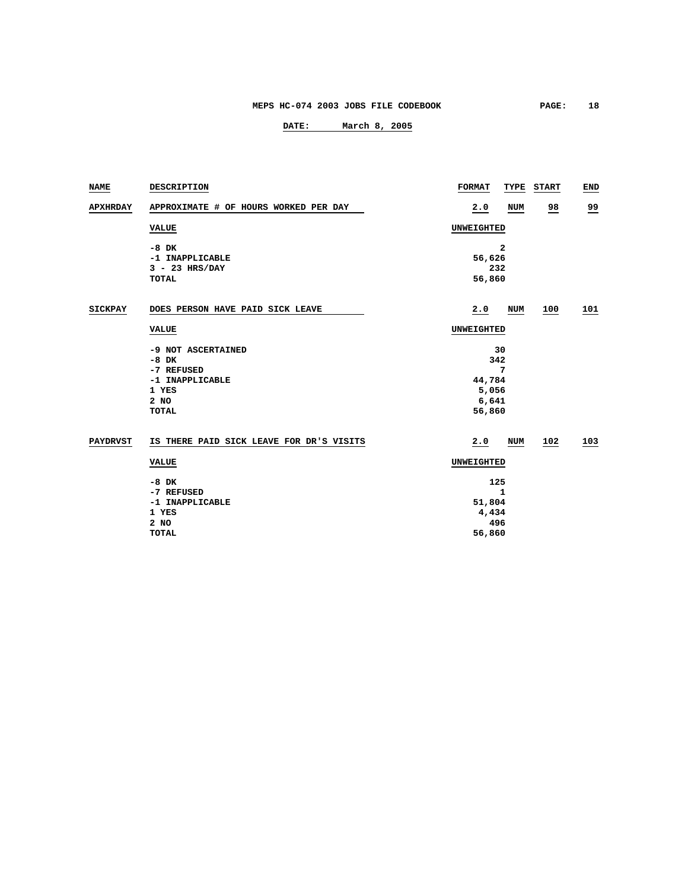| NAME | DESCRIPTION | FORMAT | TYPE | START | END |
|---|---|---|---|---|---|
| APXHRDAY | APPROXIMATE # OF HOURS WORKED PER DAY | 2.0 | NUM | 98 | 99 |

| VALUE | UNWEIGHTED |
|---|---|
| -8 DK | 2 |
| -1 INAPPLICABLE | 56,626 |
| 3 - 23 HRS/DAY | 232 |
| TOTAL | 56,860 |

| NAME | DESCRIPTION | FORMAT | TYPE | START | END |
|---|---|---|---|---|---|
| SICKPAY | DOES PERSON HAVE PAID SICK LEAVE | 2.0 | NUM | 100 | 101 |

| VALUE | UNWEIGHTED |
|---|---|
| -9 NOT ASCERTAINED | 30 |
| -8 DK | 342 |
| -7 REFUSED | 7 |
| -1 INAPPLICABLE | 44,784 |
| 1 YES | 5,056 |
| 2 NO | 6,641 |
| TOTAL | 56,860 |

| NAME | DESCRIPTION | FORMAT | TYPE | START | END |
|---|---|---|---|---|---|
| PAYDRVST | IS THERE PAID SICK LEAVE FOR DR'S VISITS | 2.0 | NUM | 102 | 103 |

| VALUE | UNWEIGHTED |
|---|---|
| -8 DK | 125 |
| -7 REFUSED | 1 |
| -1 INAPPLICABLE | 51,804 |
| 1 YES | 4,434 |
| 2 NO | 496 |
| TOTAL | 56,860 |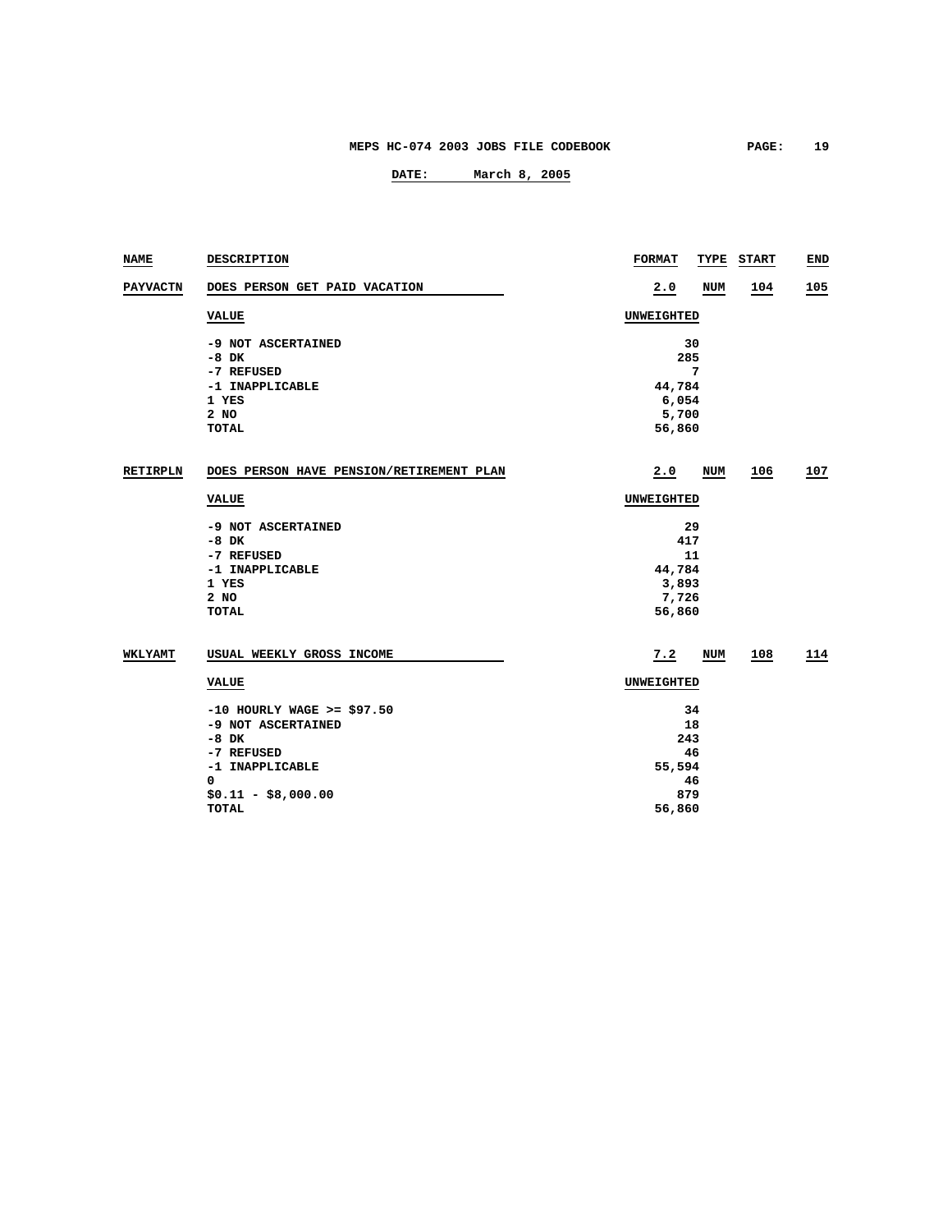**DATE: March 8, 2005**

| NAME | DESCRIPTION | FORMAT | TYPE | START | END |
|---|---|---|---|---|---|
| PAYVACTN | DOES PERSON GET PAID VACATION | 2.0 | NUM | 104 | 105 |

| VALUE | UNWEIGHTED |
|---|---|
| -9 NOT ASCERTAINED | 30 |
| -8 DK | 285 |
| -7 REFUSED | 7 |
| -1 INAPPLICABLE | 44,784 |
| 1 YES | 6,054 |
| 2 NO | 5,700 |
| TOTAL | 56,860 |

| NAME | DESCRIPTION | FORMAT | TYPE | START | END |
|---|---|---|---|---|---|
| RETIRPLN | DOES PERSON HAVE PENSION/RETIREMENT PLAN | 2.0 | NUM | 106 | 107 |

| VALUE | UNWEIGHTED |
|---|---|
| -9 NOT ASCERTAINED | 29 |
| -8 DK | 417 |
| -7 REFUSED | 11 |
| -1 INAPPLICABLE | 44,784 |
| 1 YES | 3,893 |
| 2 NO | 7,726 |
| TOTAL | 56,860 |

| NAME | DESCRIPTION | FORMAT | TYPE | START | END |
|---|---|---|---|---|---|
| WKLYAMT | USUAL WEEKLY GROSS INCOME | 7.2 | NUM | 108 | 114 |

| VALUE | UNWEIGHTED |
|---|---|
| -10 HOURLY WAGE >= $97.50 | 34 |
| -9 NOT ASCERTAINED | 18 |
| -8 DK | 243 |
| -7 REFUSED | 46 |
| -1 INAPPLICABLE | 55,594 |
| 0 | 46 |
| $0.11 - $8,000.00 | 879 |
| TOTAL | 56,860 |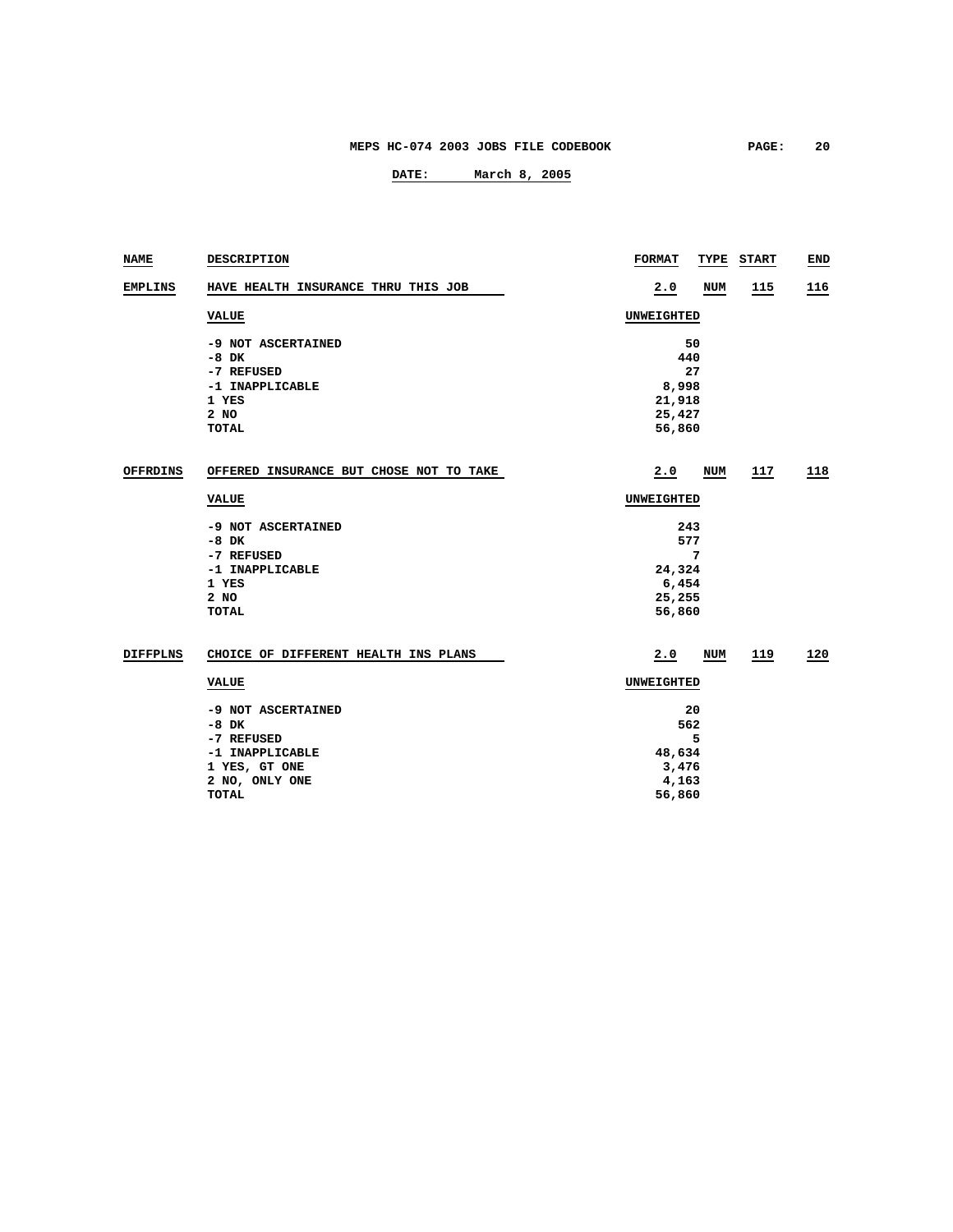| NAME | DESCRIPTION | FORMAT | TYPE | START | END |
|---|---|---|---|---|---|
| EMPLINS | HAVE HEALTH INSURANCE THRU THIS JOB | 2.0 | NUM | 115 | 116 |

| VALUE | UNWEIGHTED |
|---|---|
| -9 NOT ASCERTAINED | 50 |
| -8 DK | 440 |
| -7 REFUSED | 27 |
| -1 INAPPLICABLE | 8,998 |
| 1 YES | 21,918 |
| 2 NO | 25,427 |
| TOTAL | 56,860 |

| NAME | DESCRIPTION | FORMAT | TYPE | START | END |
|---|---|---|---|---|---|
| OFFRDINS | OFFERED INSURANCE BUT CHOSE NOT TO TAKE | 2.0 | NUM | 117 | 118 |

| VALUE | UNWEIGHTED |
|---|---|
| -9 NOT ASCERTAINED | 243 |
| -8 DK | 577 |
| -7 REFUSED | 7 |
| -1 INAPPLICABLE | 24,324 |
| 1 YES | 6,454 |
| 2 NO | 25,255 |
| TOTAL | 56,860 |

| NAME | DESCRIPTION | FORMAT | TYPE | START | END |
|---|---|---|---|---|---|
| DIFFPLNS | CHOICE OF DIFFERENT HEALTH INS PLANS | 2.0 | NUM | 119 | 120 |

| VALUE | UNWEIGHTED |
|---|---|
| -9 NOT ASCERTAINED | 20 |
| -8 DK | 562 |
| -7 REFUSED | 5 |
| -1 INAPPLICABLE | 48,634 |
| 1 YES, GT ONE | 3,476 |
| 2 NO, ONLY ONE | 4,163 |
| TOTAL | 56,860 |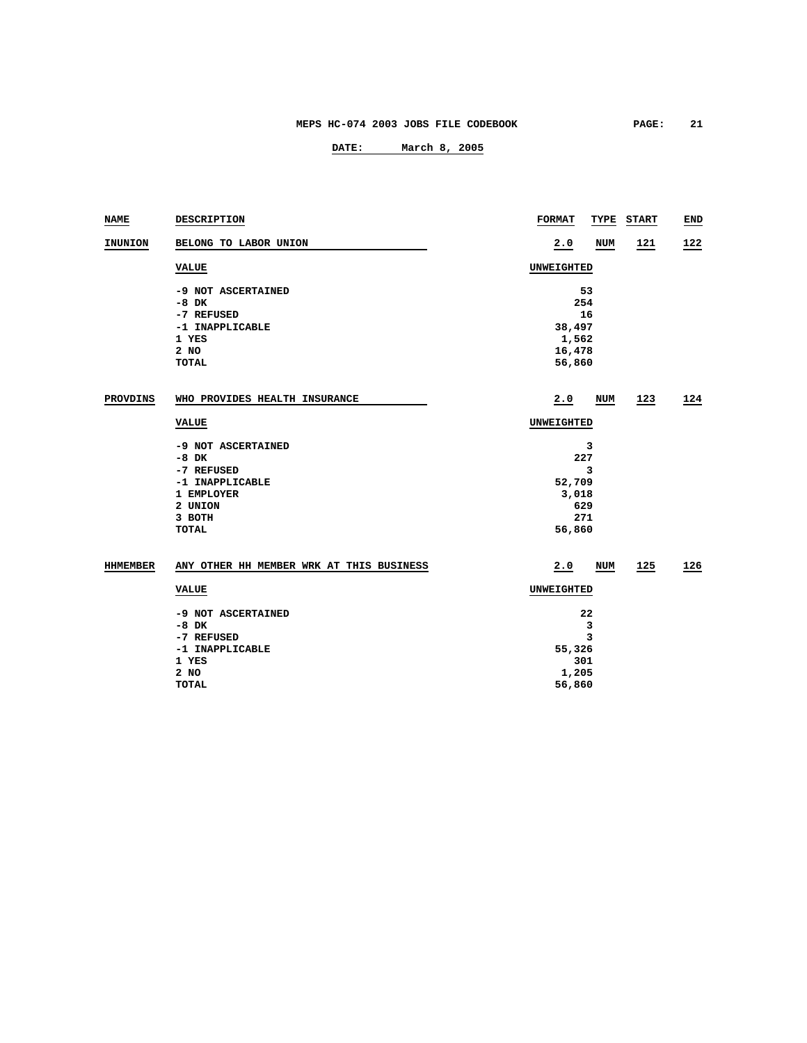| NAME | DESCRIPTION | FORMAT | TYPE | START | END |
|---|---|---|---|---|---|
| INUNION | BELONG TO LABOR UNION | 2.0 | NUM | 121 | 122 |

| VALUE | UNWEIGHTED |
|---|---|
| -9 NOT ASCERTAINED | 53 |
| -8 DK | 254 |
| -7 REFUSED | 16 |
| -1 INAPPLICABLE | 38,497 |
| 1 YES | 1,562 |
| 2 NO | 16,478 |
| TOTAL | 56,860 |

| NAME | DESCRIPTION | FORMAT | TYPE | START | END |
|---|---|---|---|---|---|
| PROVDINS | WHO PROVIDES HEALTH INSURANCE | 2.0 | NUM | 123 | 124 |

| VALUE | UNWEIGHTED |
|---|---|
| -9 NOT ASCERTAINED | 3 |
| -8 DK | 227 |
| -7 REFUSED | 3 |
| -1 INAPPLICABLE | 52,709 |
| 1 EMPLOYER | 3,018 |
| 2 UNION | 629 |
| 3 BOTH | 271 |
| TOTAL | 56,860 |

| NAME | DESCRIPTION | FORMAT | TYPE | START | END |
|---|---|---|---|---|---|
| HHMEMBER | ANY OTHER HH MEMBER WRK AT THIS BUSINESS | 2.0 | NUM | 125 | 126 |

| VALUE | UNWEIGHTED |
|---|---|
| -9 NOT ASCERTAINED | 22 |
| -8 DK | 3 |
| -7 REFUSED | 3 |
| -1 INAPPLICABLE | 55,326 |
| 1 YES | 301 |
| 2 NO | 1,205 |
| TOTAL | 56,860 |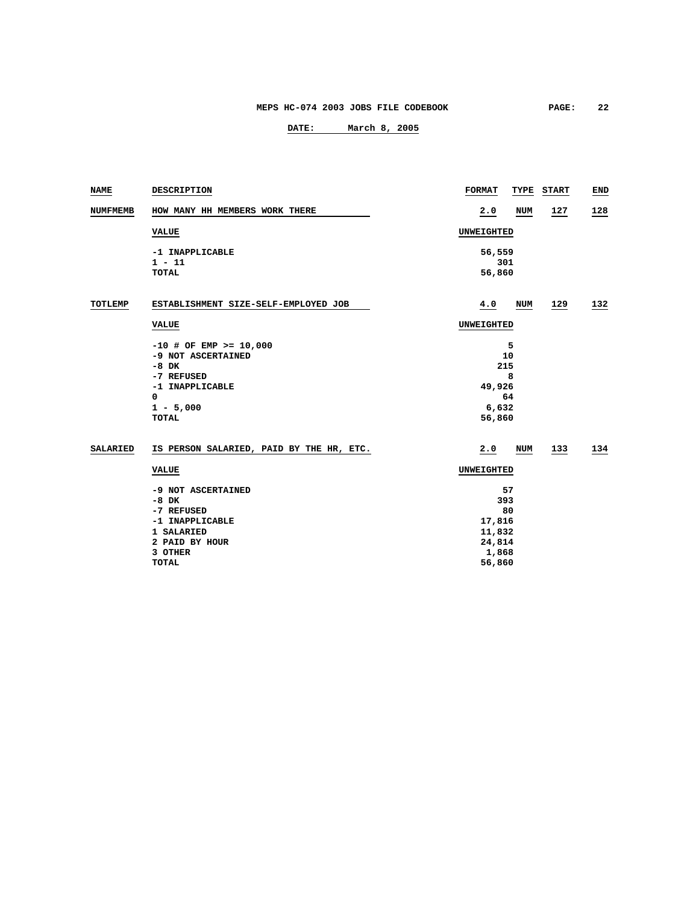| NAME | DESCRIPTION | FORMAT | TYPE | START | END |
|---|---|---|---|---|---|
| NUMFMEMB | HOW MANY HH MEMBERS WORK THERE | 2.0 | NUM | 127 | 128 |

| VALUE | UNWEIGHTED |
|---|---|
| -1 INAPPLICABLE | 56,559 |
| 1 - 11 | 301 |
| TOTAL | 56,860 |

| NAME | DESCRIPTION | FORMAT | TYPE | START | END |
|---|---|---|---|---|---|
| TOTLEMP | ESTABLISHMENT SIZE-SELF-EMPLOYED JOB | 4.0 | NUM | 129 | 132 |

| VALUE | UNWEIGHTED |
|---|---|
| -10 # OF EMP >= 10,000 | 5 |
| -9 NOT ASCERTAINED | 10 |
| -8 DK | 215 |
| -7 REFUSED | 8 |
| -1 INAPPLICABLE | 49,926 |
| 0 | 64 |
| 1 - 5,000 | 6,632 |
| TOTAL | 56,860 |

| NAME | DESCRIPTION | FORMAT | TYPE | START | END |
|---|---|---|---|---|---|
| SALARIED | IS PERSON SALARIED, PAID BY THE HR, ETC. | 2.0 | NUM | 133 | 134 |

| VALUE | UNWEIGHTED |
|---|---|
| -9 NOT ASCERTAINED | 57 |
| -8 DK | 393 |
| -7 REFUSED | 80 |
| -1 INAPPLICABLE | 17,816 |
| 1 SALARIED | 11,832 |
| 2 PAID BY HOUR | 24,814 |
| 3 OTHER | 1,868 |
| TOTAL | 56,860 |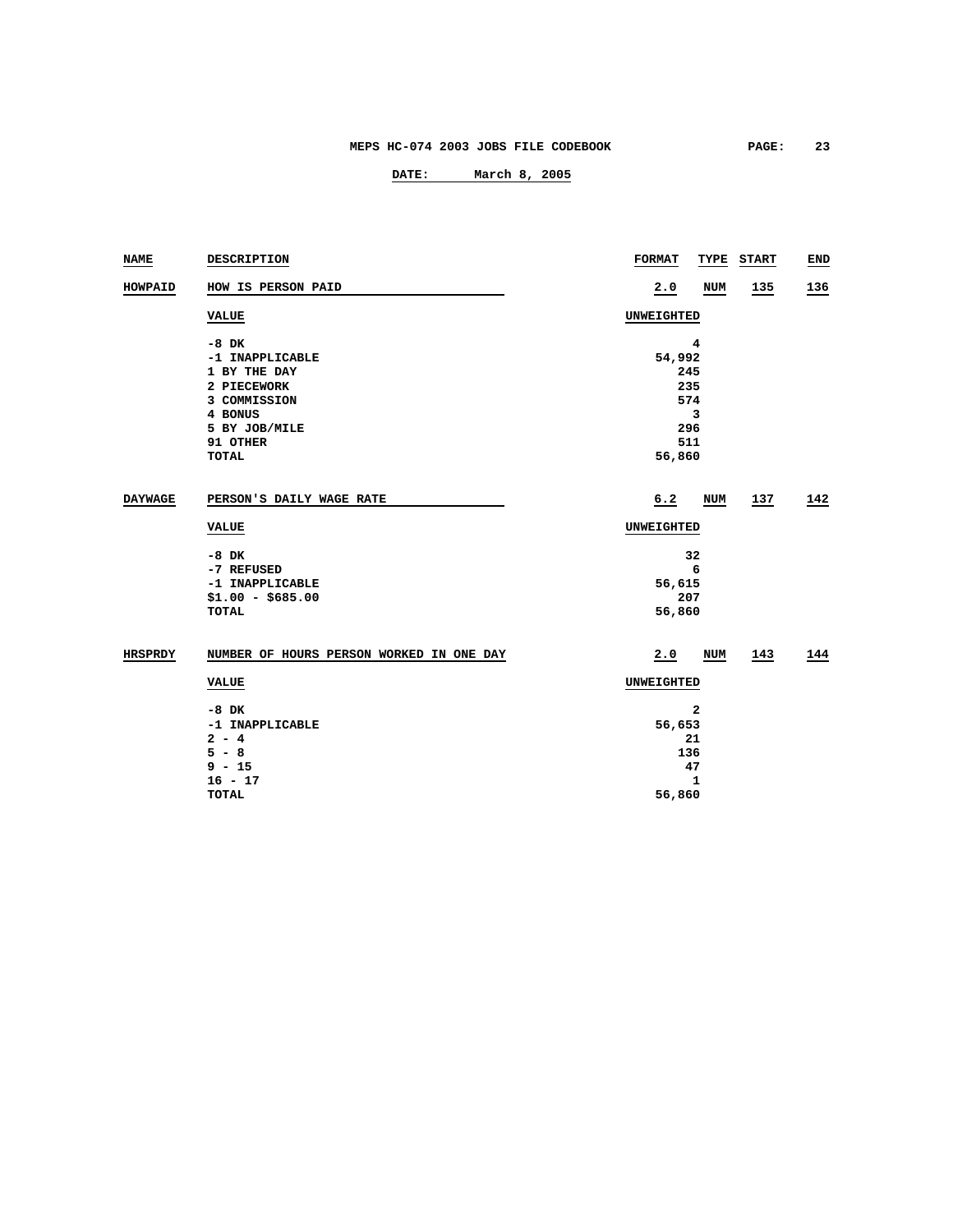| NAME | DESCRIPTION | FORMAT | TYPE | START | END |
|---|---|---|---|---|---|
| HOWPAID | HOW IS PERSON PAID | 2.0 | NUM | 135 | 136 |

| VALUE | UNWEIGHTED |
|---|---|
| -8 DK | 4 |
| -1 INAPPLICABLE | 54,992 |
| 1 BY THE DAY | 245 |
| 2 PIECEWORK | 235 |
| 3 COMMISSION | 574 |
| 4 BONUS | 3 |
| 5 BY JOB/MILE | 296 |
| 91 OTHER | 511 |
| TOTAL | 56,860 |

| NAME | DESCRIPTION | FORMAT | TYPE | START | END |
|---|---|---|---|---|---|
| DAYWAGE | PERSON'S DAILY WAGE RATE | 6.2 | NUM | 137 | 142 |

| VALUE | UNWEIGHTED |
|---|---|
| -8 DK | 32 |
| -7 REFUSED | 6 |
| -1 INAPPLICABLE | 56,615 |
| $1.00 - $685.00 | 207 |
| TOTAL | 56,860 |

| NAME | DESCRIPTION | FORMAT | TYPE | START | END |
|---|---|---|---|---|---|
| HRSPRDY | NUMBER OF HOURS PERSON WORKED IN ONE DAY | 2.0 | NUM | 143 | 144 |

| VALUE | UNWEIGHTED |
|---|---|
| -8 DK | 2 |
| -1 INAPPLICABLE | 56,653 |
| 2 - 4 | 21 |
| 5 - 8 | 136 |
| 9 - 15 | 47 |
| 16 - 17 | 1 |
| TOTAL | 56,860 |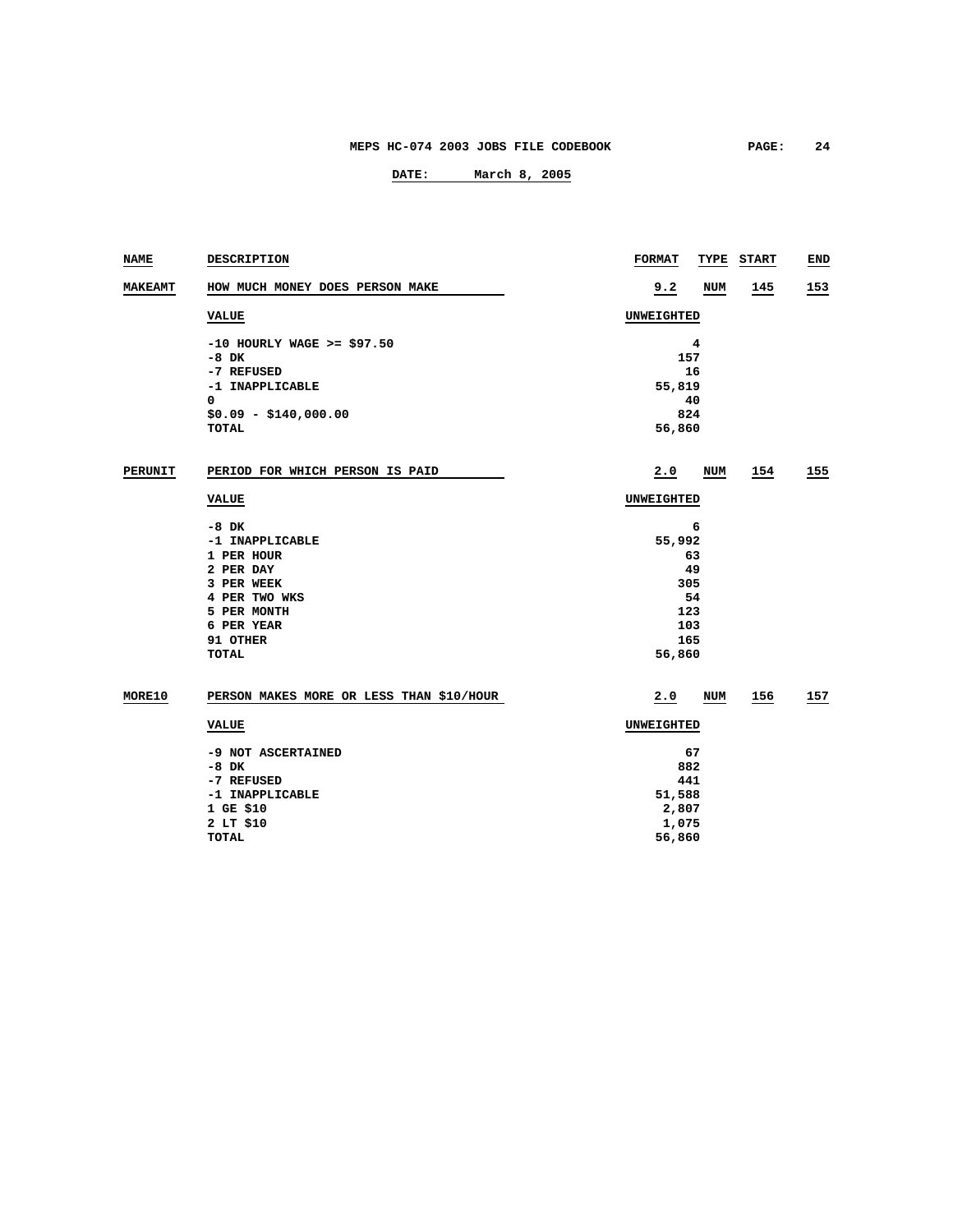**DATE: March 8, 2005**

| NAME | DESCRIPTION | FORMAT | TYPE | START | END |
|---|---|---|---|---|---|
| MAKEAMT | HOW MUCH MONEY DOES PERSON MAKE | 9.2 | NUM | 145 | 153 |

| VALUE | UNWEIGHTED |
|---|---|
| -10 HOURLY WAGE >= $97.50 | 4 |
| -8 DK | 157 |
| -7 REFUSED | 16 |
| -1 INAPPLICABLE | 55,819 |
| 0 | 40 |
| $0.09 - $140,000.00 | 824 |
| TOTAL | 56,860 |

| NAME | DESCRIPTION | FORMAT | TYPE | START | END |
|---|---|---|---|---|---|
| PERUNIT | PERIOD FOR WHICH PERSON IS PAID | 2.0 | NUM | 154 | 155 |

| VALUE | UNWEIGHTED |
|---|---|
| -8 DK | 6 |
| -1 INAPPLICABLE | 55,992 |
| 1 PER HOUR | 63 |
| 2 PER DAY | 49 |
| 3 PER WEEK | 305 |
| 4 PER TWO WKS | 54 |
| 5 PER MONTH | 123 |
| 6 PER YEAR | 103 |
| 91 OTHER | 165 |
| TOTAL | 56,860 |

| NAME | DESCRIPTION | FORMAT | TYPE | START | END |
|---|---|---|---|---|---|
| MORE10 | PERSON MAKES MORE OR LESS THAN $10/HOUR | 2.0 | NUM | 156 | 157 |

| VALUE | UNWEIGHTED |
|---|---|
| -9 NOT ASCERTAINED | 67 |
| -8 DK | 882 |
| -7 REFUSED | 441 |
| -1 INAPPLICABLE | 51,588 |
| 1 GE $10 | 2,807 |
| 2 LT $10 | 1,075 |
| TOTAL | 56,860 |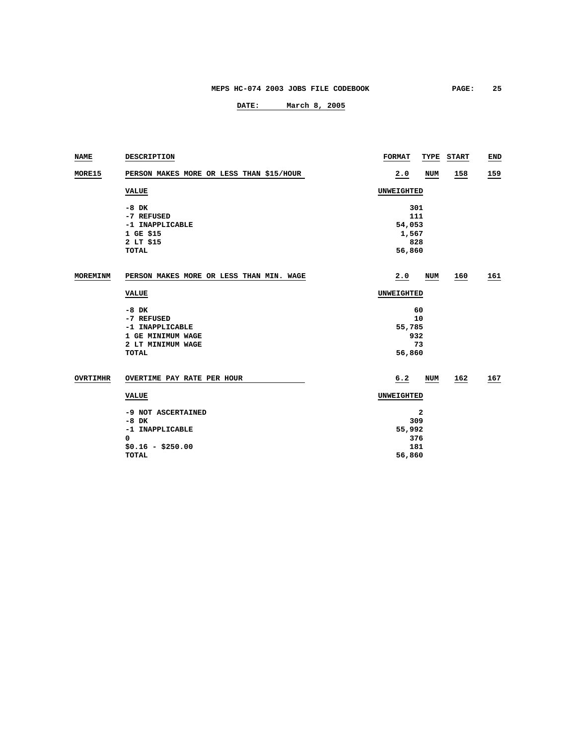DATE: March 8, 2005

| NAME | DESCRIPTION | FORMAT | TYPE | START | END |
|---|---|---|---|---|---|
| MORE15 | PERSON MAKES MORE OR LESS THAN $15/HOUR | 2.0 | NUM | 158 | 159 |

| VALUE | UNWEIGHTED |
|---|---|
| -8 DK | 301 |
| -7 REFUSED | 111 |
| -1 INAPPLICABLE | 54,053 |
| 1 GE $15 | 1,567 |
| 2 LT $15 | 828 |
| TOTAL | 56,860 |

| NAME | DESCRIPTION | FORMAT | TYPE | START | END |
|---|---|---|---|---|---|
| MOREMINM | PERSON MAKES MORE OR LESS THAN MIN. WAGE | 2.0 | NUM | 160 | 161 |

| VALUE | UNWEIGHTED |
|---|---|
| -8 DK | 60 |
| -7 REFUSED | 10 |
| -1 INAPPLICABLE | 55,785 |
| 1 GE MINIMUM WAGE | 932 |
| 2 LT MINIMUM WAGE | 73 |
| TOTAL | 56,860 |

| NAME | DESCRIPTION | FORMAT | TYPE | START | END |
|---|---|---|---|---|---|
| OVRTIMHR | OVERTIME PAY RATE PER HOUR | 6.2 | NUM | 162 | 167 |

| VALUE | UNWEIGHTED |
|---|---|
| -9 NOT ASCERTAINED | 2 |
| -8 DK | 309 |
| -1 INAPPLICABLE | 55,992 |
| 0 | 376 |
| $0.16 - $250.00 | 181 |
| TOTAL | 56,860 |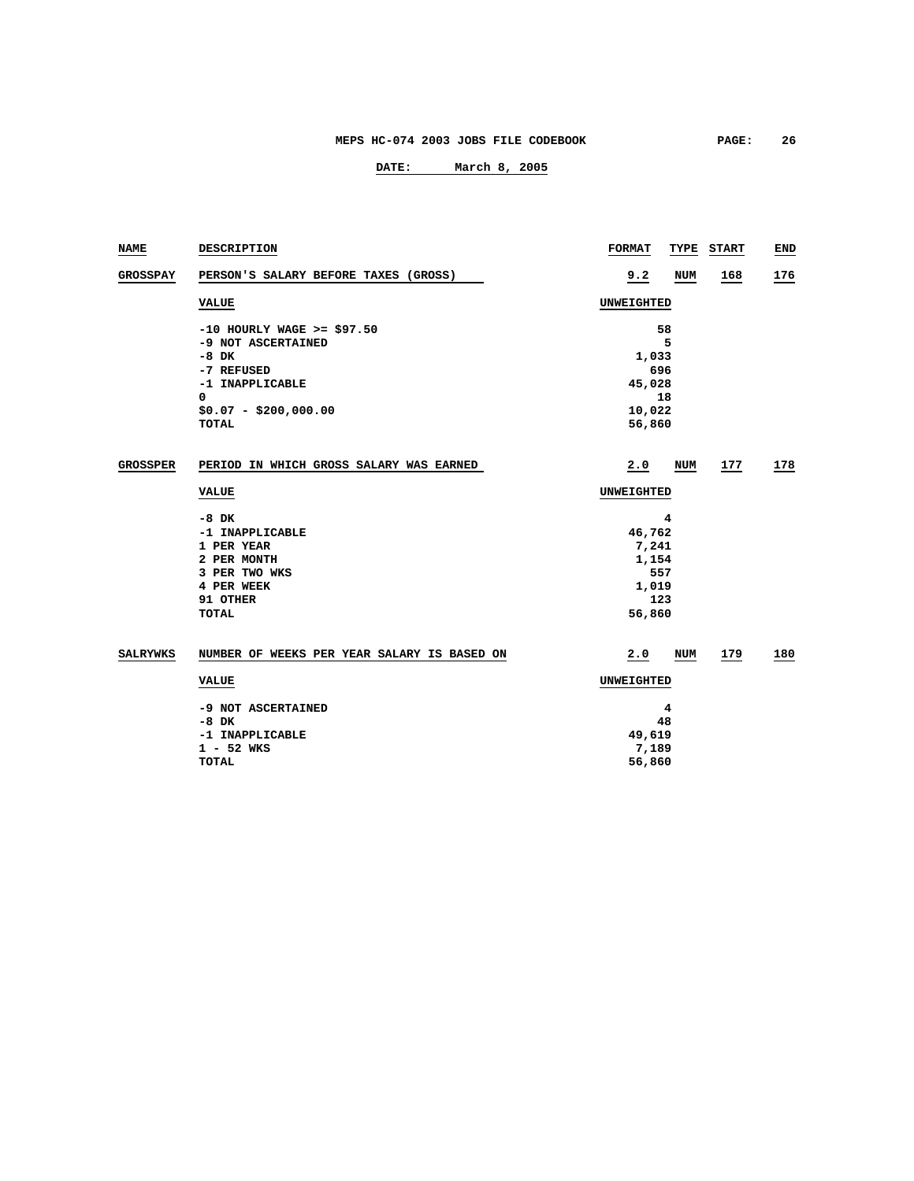| NAME | DESCRIPTION | FORMAT | TYPE | START | END |
|---|---|---|---|---|---|
| GROSSPAY | PERSON'S SALARY BEFORE TAXES (GROSS) | 9.2 | NUM | 168 | 176 |

| VALUE | UNWEIGHTED |
|---|---|
| -10 HOURLY WAGE >= $97.50 | 58 |
| -9 NOT ASCERTAINED | 5 |
| -8 DK | 1,033 |
| -7 REFUSED | 696 |
| -1 INAPPLICABLE | 45,028 |
| 0 | 18 |
| $0.07 - $200,000.00 | 10,022 |
| TOTAL | 56,860 |

| NAME | DESCRIPTION | FORMAT | TYPE | START | END |
|---|---|---|---|---|---|
| GROSSPER | PERIOD IN WHICH GROSS SALARY WAS EARNED | 2.0 | NUM | 177 | 178 |

| VALUE | UNWEIGHTED |
|---|---|
| -8 DK | 4 |
| -1 INAPPLICABLE | 46,762 |
| 1 PER YEAR | 7,241 |
| 2 PER MONTH | 1,154 |
| 3 PER TWO WKS | 557 |
| 4 PER WEEK | 1,019 |
| 91 OTHER | 123 |
| TOTAL | 56,860 |

| NAME | DESCRIPTION | FORMAT | TYPE | START | END |
|---|---|---|---|---|---|
| SALRYWKS | NUMBER OF WEEKS PER YEAR SALARY IS BASED ON | 2.0 | NUM | 179 | 180 |

| VALUE | UNWEIGHTED |
|---|---|
| -9 NOT ASCERTAINED | 4 |
| -8 DK | 48 |
| -1 INAPPLICABLE | 49,619 |
| 1 - 52 WKS | 7,189 |
| TOTAL | 56,860 |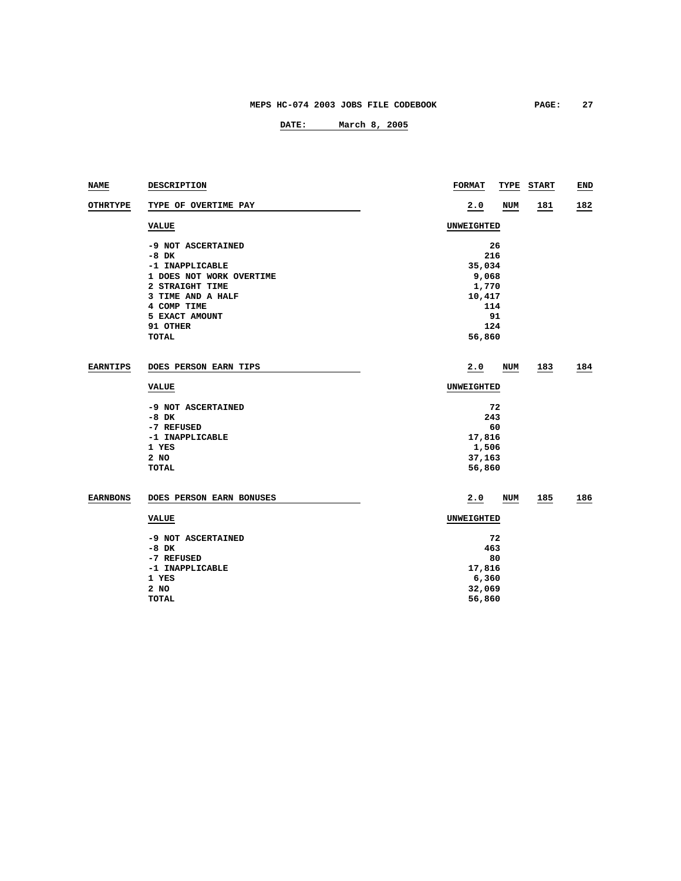| NAME | DESCRIPTION | FORMAT | TYPE | START | END |
|---|---|---|---|---|---|
| OTHRTYPE | TYPE OF OVERTIME PAY | 2.0 | NUM | 181 | 182 |

| VALUE | UNWEIGHTED |
|---|---|
| -9 NOT ASCERTAINED | 26 |
| -8 DK | 216 |
| -1 INAPPLICABLE | 35,034 |
| 1 DOES NOT WORK OVERTIME | 9,068 |
| 2 STRAIGHT TIME | 1,770 |
| 3 TIME AND A HALF | 10,417 |
| 4 COMP TIME | 114 |
| 5 EXACT AMOUNT | 91 |
| 91 OTHER | 124 |
| TOTAL | 56,860 |

| NAME | DESCRIPTION | FORMAT | TYPE | START | END |
|---|---|---|---|---|---|
| EARNTIPS | DOES PERSON EARN TIPS | 2.0 | NUM | 183 | 184 |

| VALUE | UNWEIGHTED |
|---|---|
| -9 NOT ASCERTAINED | 72 |
| -8 DK | 243 |
| -7 REFUSED | 60 |
| -1 INAPPLICABLE | 17,816 |
| 1 YES | 1,506 |
| 2 NO | 37,163 |
| TOTAL | 56,860 |

| NAME | DESCRIPTION | FORMAT | TYPE | START | END |
|---|---|---|---|---|---|
| EARNBONS | DOES PERSON EARN BONUSES | 2.0 | NUM | 185 | 186 |

| VALUE | UNWEIGHTED |
|---|---|
| -9 NOT ASCERTAINED | 72 |
| -8 DK | 463 |
| -7 REFUSED | 80 |
| -1 INAPPLICABLE | 17,816 |
| 1 YES | 6,360 |
| 2 NO | 32,069 |
| TOTAL | 56,860 |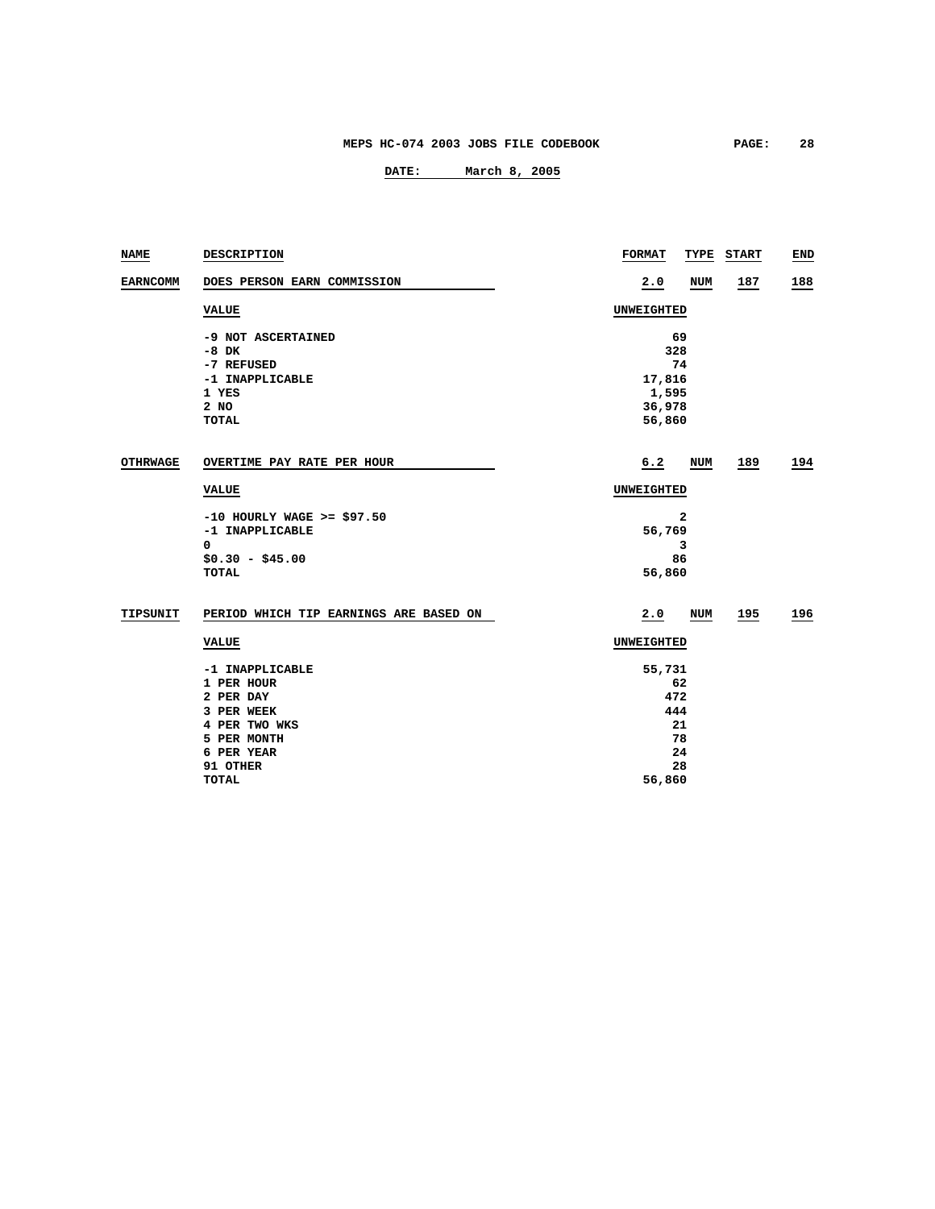**DATE: March 8, 2005**

| NAME | DESCRIPTION | FORMAT | TYPE | START | END |
|---|---|---|---|---|---|
| EARNCOMM | DOES PERSON EARN COMMISSION | 2.0 | NUM | 187 | 188 |

| VALUE | UNWEIGHTED |
|---|---|
| -9 NOT ASCERTAINED | 69 |
| -8 DK | 328 |
| -7 REFUSED | 74 |
| -1 INAPPLICABLE | 17,816 |
| 1 YES | 1,595 |
| 2 NO | 36,978 |
| TOTAL | 56,860 |

| NAME | DESCRIPTION | FORMAT | TYPE | START | END |
|---|---|---|---|---|---|
| OTHRWAGE | OVERTIME PAY RATE PER HOUR | 6.2 | NUM | 189 | 194 |

| VALUE | UNWEIGHTED |
|---|---|
| -10 HOURLY WAGE >= $97.50 | 2 |
| -1 INAPPLICABLE | 56,769 |
| 0 | 3 |
| $0.30 - $45.00 | 86 |
| TOTAL | 56,860 |

| NAME | DESCRIPTION | FORMAT | TYPE | START | END |
|---|---|---|---|---|---|
| TIPSUNIT | PERIOD WHICH TIP EARNINGS ARE BASED ON | 2.0 | NUM | 195 | 196 |

| VALUE | UNWEIGHTED |
|---|---|
| -1 INAPPLICABLE | 55,731 |
| 1 PER HOUR | 62 |
| 2 PER DAY | 472 |
| 3 PER WEEK | 444 |
| 4 PER TWO WKS | 21 |
| 5 PER MONTH | 78 |
| 6 PER YEAR | 24 |
| 91 OTHER | 28 |
| TOTAL | 56,860 |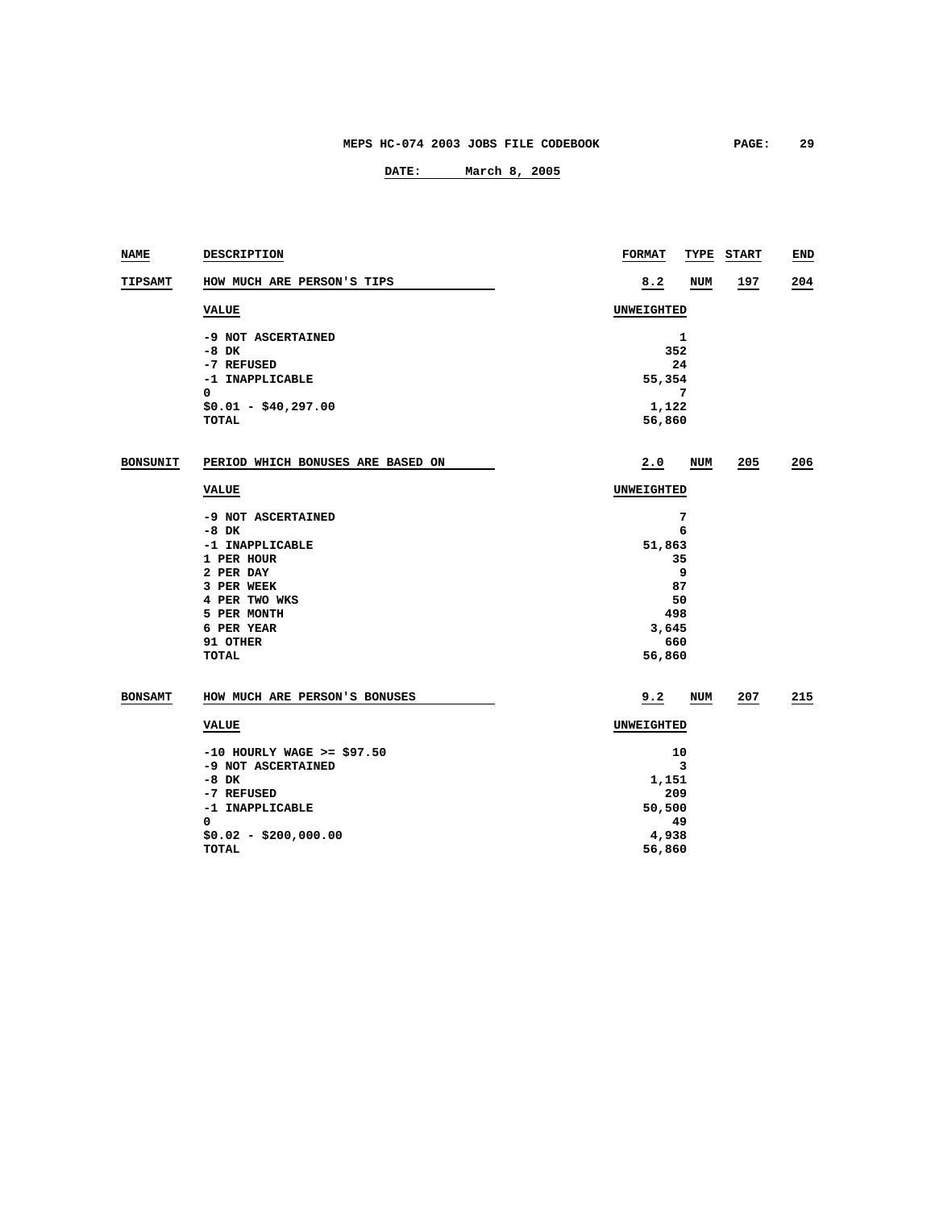| NAME | DESCRIPTION | FORMAT | TYPE | START | END |
|---|---|---|---|---|---|
| TIPSAMT | HOW MUCH ARE PERSON'S TIPS | 8.2 | NUM | 197 | 204 |

| VALUE | UNWEIGHTED |
|---|---|
| -9 NOT ASCERTAINED | 1 |
| -8 DK | 352 |
| -7 REFUSED | 24 |
| -1 INAPPLICABLE | 55,354 |
| 0 | 7 |
| $0.01 - $40,297.00 | 1,122 |
| TOTAL | 56,860 |

| NAME | DESCRIPTION | FORMAT | TYPE | START | END |
|---|---|---|---|---|---|
| BONSUNIT | PERIOD WHICH BONUSES ARE BASED ON | 2.0 | NUM | 205 | 206 |

| VALUE | UNWEIGHTED |
|---|---|
| -9 NOT ASCERTAINED | 7 |
| -8 DK | 6 |
| -1 INAPPLICABLE | 51,863 |
| 1 PER HOUR | 35 |
| 2 PER DAY | 9 |
| 3 PER WEEK | 87 |
| 4 PER TWO WKS | 50 |
| 5 PER MONTH | 498 |
| 6 PER YEAR | 3,645 |
| 91 OTHER | 660 |
| TOTAL | 56,860 |

| NAME | DESCRIPTION | FORMAT | TYPE | START | END |
|---|---|---|---|---|---|
| BONSAMT | HOW MUCH ARE PERSON'S BONUSES | 9.2 | NUM | 207 | 215 |

| VALUE | UNWEIGHTED |
|---|---|
| -10 HOURLY WAGE >= $97.50 | 10 |
| -9 NOT ASCERTAINED | 3 |
| -8 DK | 1,151 |
| -7 REFUSED | 209 |
| -1 INAPPLICABLE | 50,500 |
| 0 | 49 |
| $0.02 - $200,000.00 | 4,938 |
| TOTAL | 56,860 |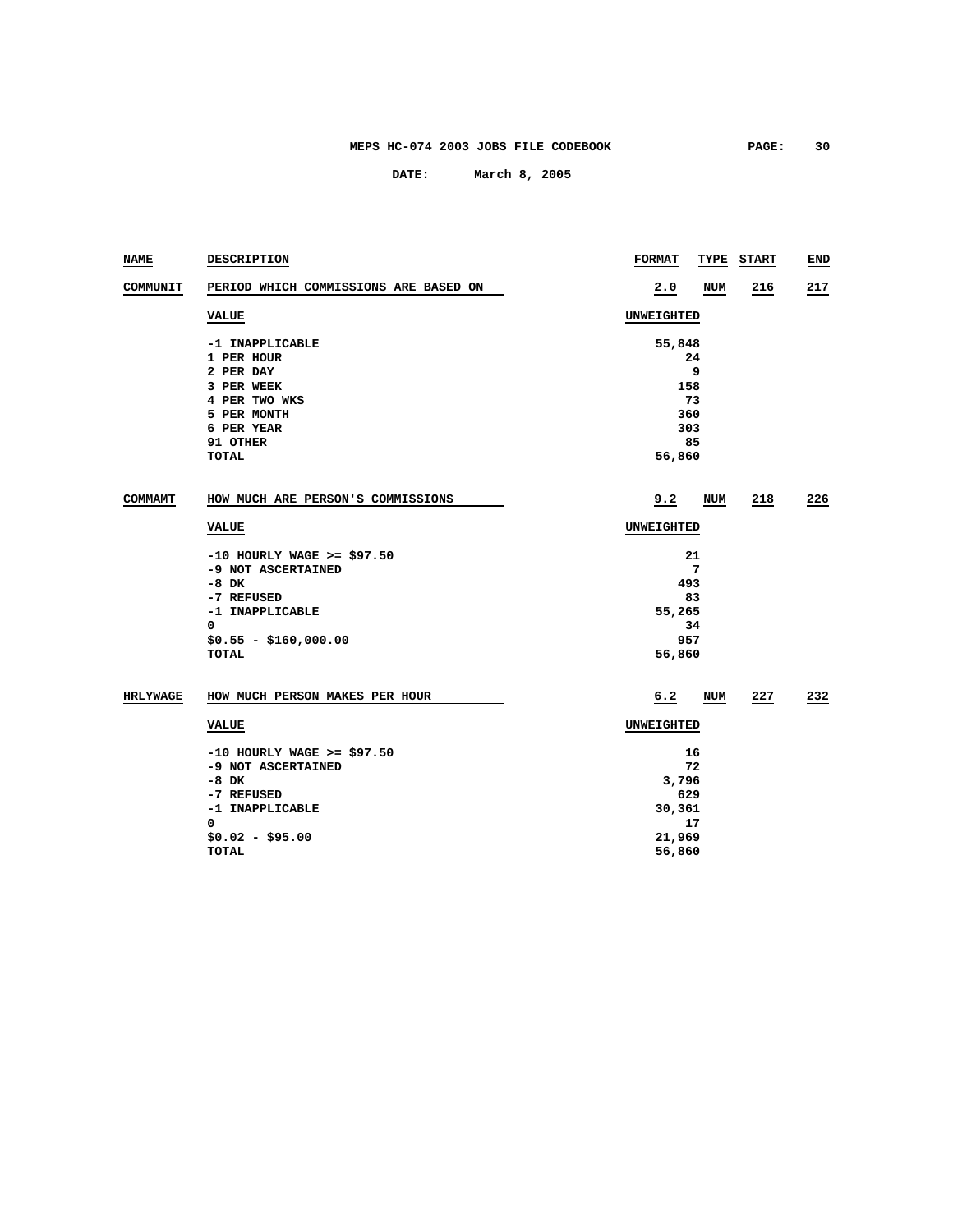| NAME | DESCRIPTION | FORMAT | TYPE | START | END |
|---|---|---|---|---|---|
| COMMUNIT | PERIOD WHICH COMMISSIONS ARE BASED ON | 2.0 | NUM | 216 | 217 |

| VALUE | UNWEIGHTED |
|---|---|
| -1 INAPPLICABLE | 55,848 |
| 1 PER HOUR | 24 |
| 2 PER DAY | 9 |
| 3 PER WEEK | 158 |
| 4 PER TWO WKS | 73 |
| 5 PER MONTH | 360 |
| 6 PER YEAR | 303 |
| 91 OTHER | 85 |
| TOTAL | 56,860 |

| NAME | DESCRIPTION | FORMAT | TYPE | START | END |
|---|---|---|---|---|---|
| COMMAMT | HOW MUCH ARE PERSON'S COMMISSIONS | 9.2 | NUM | 218 | 226 |

| VALUE | UNWEIGHTED |
|---|---|
| -10 HOURLY WAGE >= $97.50 | 21 |
| -9 NOT ASCERTAINED | 7 |
| -8 DK | 493 |
| -7 REFUSED | 83 |
| -1 INAPPLICABLE | 55,265 |
| 0 | 34 |
| $0.55 - $160,000.00 | 957 |
| TOTAL | 56,860 |

| NAME | DESCRIPTION | FORMAT | TYPE | START | END |
|---|---|---|---|---|---|
| HRLYWAGE | HOW MUCH PERSON MAKES PER HOUR | 6.2 | NUM | 227 | 232 |

| VALUE | UNWEIGHTED |
|---|---|
| -10 HOURLY WAGE >= $97.50 | 16 |
| -9 NOT ASCERTAINED | 72 |
| -8 DK | 3,796 |
| -7 REFUSED | 629 |
| -1 INAPPLICABLE | 30,361 |
| 0 | 17 |
| $0.02 - $95.00 | 21,969 |
| TOTAL | 56,860 |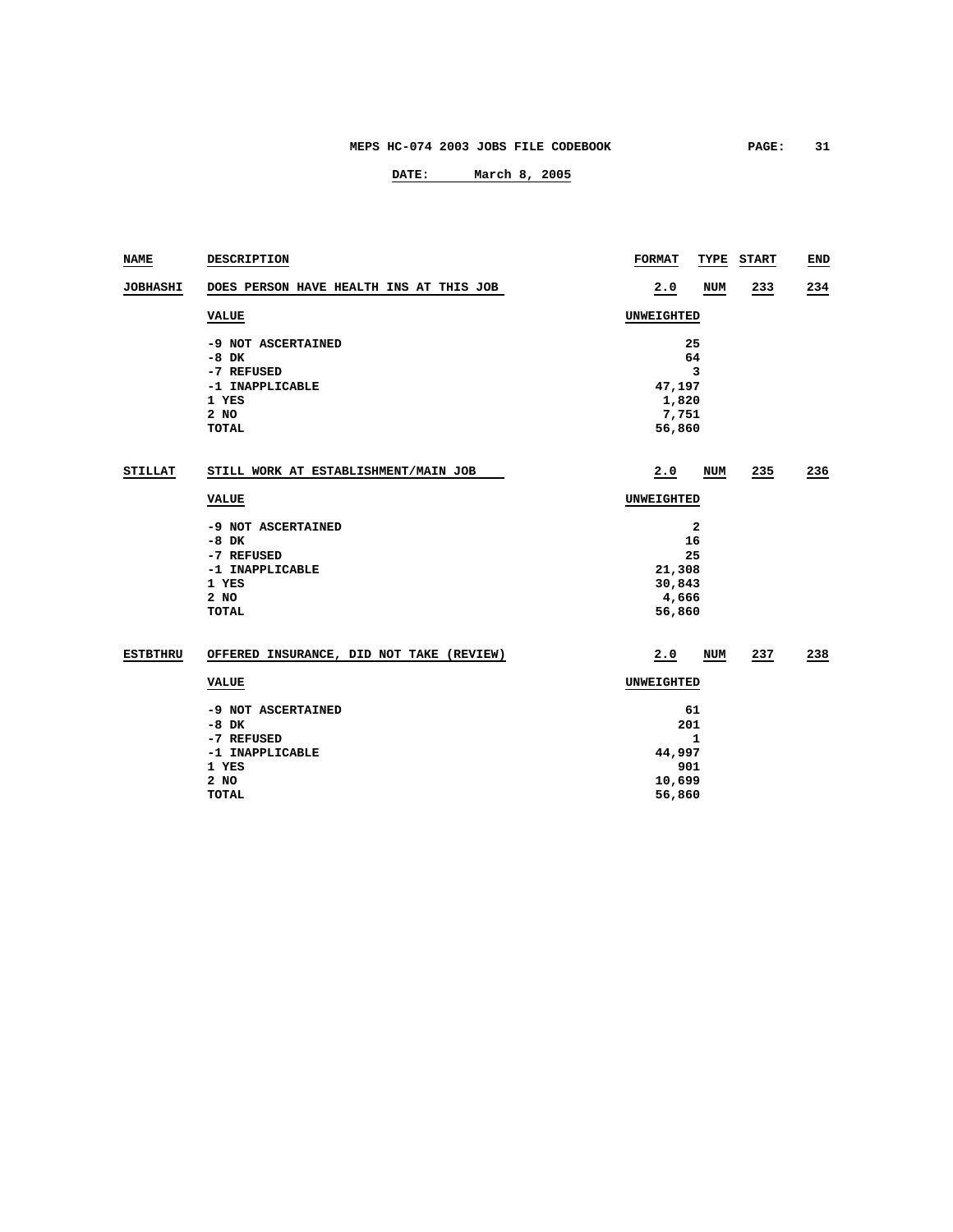| NAME | DESCRIPTION | FORMAT | TYPE | START | END |
|---|---|---|---|---|---|
| JOBHASHI | DOES PERSON HAVE HEALTH INS AT THIS JOB | 2.0 | NUM | 233 | 234 |

| VALUE | UNWEIGHTED |
|---|---|
| -9 NOT ASCERTAINED | 25 |
| -8 DK | 64 |
| -7 REFUSED | 3 |
| -1 INAPPLICABLE | 47,197 |
| 1 YES | 1,820 |
| 2 NO | 7,751 |
| TOTAL | 56,860 |

| NAME | DESCRIPTION | FORMAT | TYPE | START | END |
|---|---|---|---|---|---|
| STILLAT | STILL WORK AT ESTABLISHMENT/MAIN JOB | 2.0 | NUM | 235 | 236 |

| VALUE | UNWEIGHTED |
|---|---|
| -9 NOT ASCERTAINED | 2 |
| -8 DK | 16 |
| -7 REFUSED | 25 |
| -1 INAPPLICABLE | 21,308 |
| 1 YES | 30,843 |
| 2 NO | 4,666 |
| TOTAL | 56,860 |

| NAME | DESCRIPTION | FORMAT | TYPE | START | END |
|---|---|---|---|---|---|
| ESTBTHRU | OFFERED INSURANCE, DID NOT TAKE (REVIEW) | 2.0 | NUM | 237 | 238 |

| VALUE | UNWEIGHTED |
|---|---|
| -9 NOT ASCERTAINED | 61 |
| -8 DK | 201 |
| -7 REFUSED | 1 |
| -1 INAPPLICABLE | 44,997 |
| 1 YES | 901 |
| 2 NO | 10,699 |
| TOTAL | 56,860 |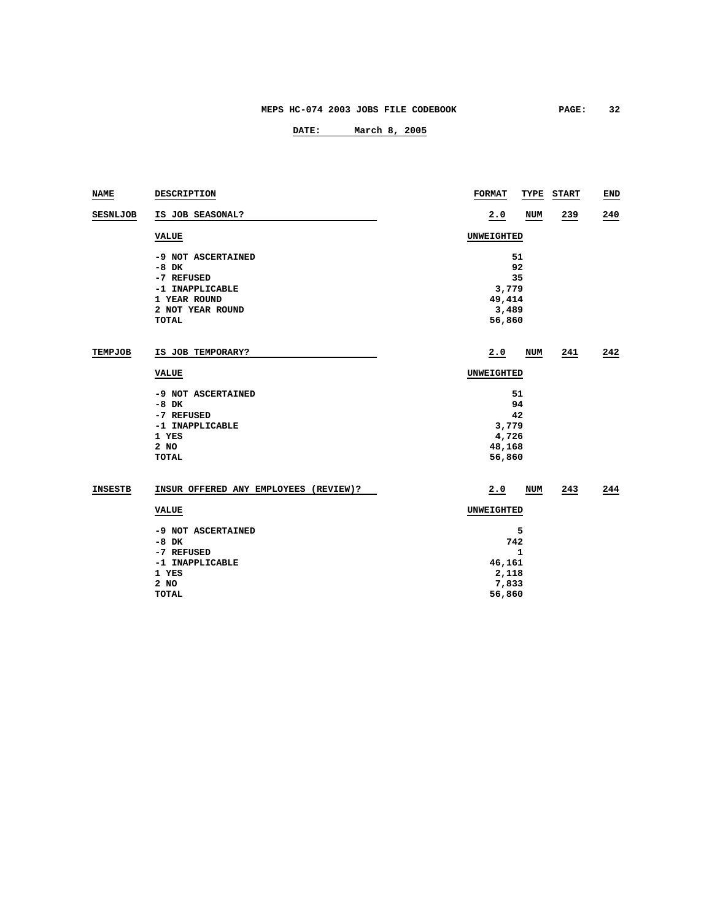| NAME | DESCRIPTION | FORMAT | TYPE | START | END |
|---|---|---|---|---|---|
| SESNLJOB | IS JOB SEASONAL? | 2.0 | NUM | 239 | 240 |

| VALUE | UNWEIGHTED |
|---|---|
| -9 NOT ASCERTAINED | 51 |
| -8 DK | 92 |
| -7 REFUSED | 35 |
| -1 INAPPLICABLE | 3,779 |
| 1 YEAR ROUND | 49,414 |
| 2 NOT YEAR ROUND | 3,489 |
| TOTAL | 56,860 |

| NAME | DESCRIPTION | FORMAT | TYPE | START | END |
|---|---|---|---|---|---|
| TEMPJOB | IS JOB TEMPORARY? | 2.0 | NUM | 241 | 242 |

| VALUE | UNWEIGHTED |
|---|---|
| -9 NOT ASCERTAINED | 51 |
| -8 DK | 94 |
| -7 REFUSED | 42 |
| -1 INAPPLICABLE | 3,779 |
| 1 YES | 4,726 |
| 2 NO | 48,168 |
| TOTAL | 56,860 |

| NAME | DESCRIPTION | FORMAT | TYPE | START | END |
|---|---|---|---|---|---|
| INSESTB | INSUR OFFERED ANY EMPLOYEES (REVIEW)? | 2.0 | NUM | 243 | 244 |

| VALUE | UNWEIGHTED |
|---|---|
| -9 NOT ASCERTAINED | 5 |
| -8 DK | 742 |
| -7 REFUSED | 1 |
| -1 INAPPLICABLE | 46,161 |
| 1 YES | 2,118 |
| 2 NO | 7,833 |
| TOTAL | 56,860 |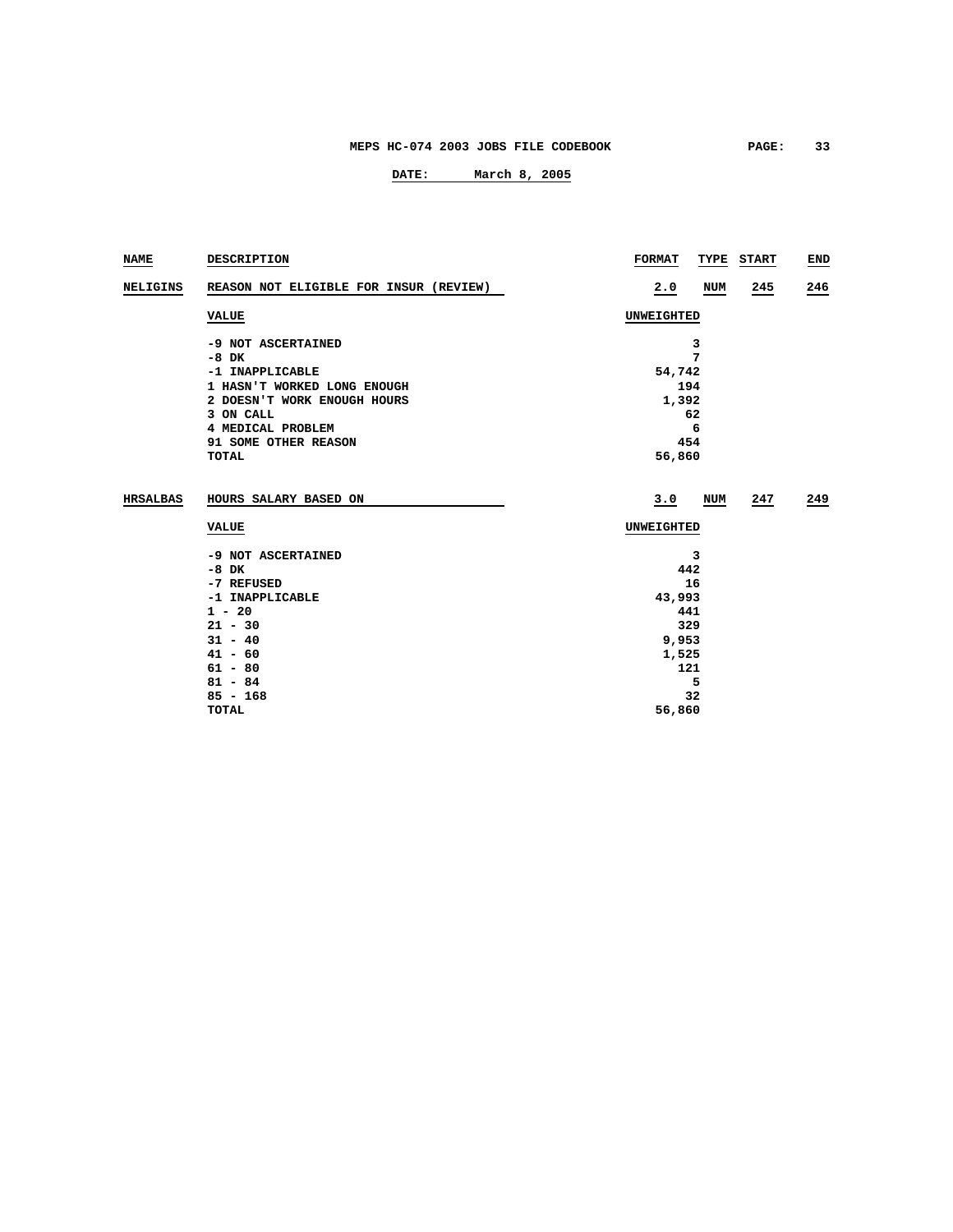| NAME | DESCRIPTION | FORMAT | TYPE | START | END |
|---|---|---|---|---|---|
| NELIGINS | REASON NOT ELIGIBLE FOR INSUR (REVIEW) | 2.0 | NUM | 245 | 246 |

| VALUE | UNWEIGHTED |
|---|---|
| -9 NOT ASCERTAINED | 3 |
| -8 DK | 7 |
| -1 INAPPLICABLE | 54,742 |
| 1 HASN'T WORKED LONG ENOUGH | 194 |
| 2 DOESN'T WORK ENOUGH HOURS | 1,392 |
| 3 ON CALL | 62 |
| 4 MEDICAL PROBLEM | 6 |
| 91 SOME OTHER REASON | 454 |
| TOTAL | 56,860 |

| NAME | DESCRIPTION | FORMAT | TYPE | START | END |
|---|---|---|---|---|---|
| HRSALBAS | HOURS SALARY BASED ON | 3.0 | NUM | 247 | 249 |

| VALUE | UNWEIGHTED |
|---|---|
| -9 NOT ASCERTAINED | 3 |
| -8 DK | 442 |
| -7 REFUSED | 16 |
| -1 INAPPLICABLE | 43,993 |
| 1 - 20 | 441 |
| 21 - 30 | 329 |
| 31 - 40 | 9,953 |
| 41 - 60 | 1,525 |
| 61 - 80 | 121 |
| 81 - 84 | 5 |
| 85 - 168 | 32 |
| TOTAL | 56,860 |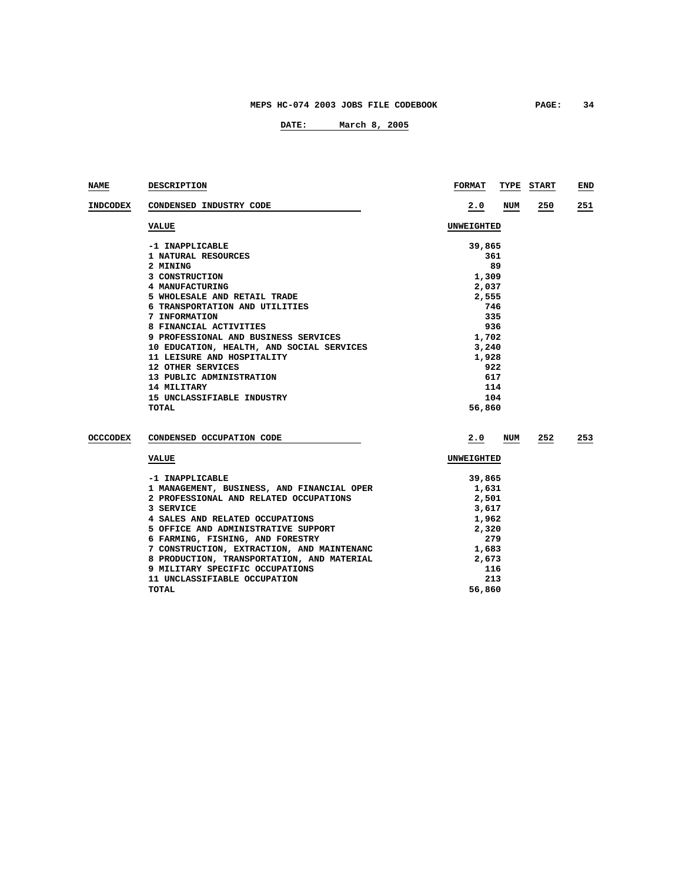| NAME | DESCRIPTION | FORMAT | TYPE | START | END |
|---|---|---|---|---|---|
| INDCODEX | CONDENSED INDUSTRY CODE | 2.0 | NUM | 250 | 251 |

| VALUE | UNWEIGHTED |
|---|---|
| -1 INAPPLICABLE | 39,865 |
| 1 NATURAL RESOURCES | 361 |
| 2 MINING | 89 |
| 3 CONSTRUCTION | 1,309 |
| 4 MANUFACTURING | 2,037 |
| 5 WHOLESALE AND RETAIL TRADE | 2,555 |
| 6 TRANSPORTATION AND UTILITIES | 746 |
| 7 INFORMATION | 335 |
| 8 FINANCIAL ACTIVITIES | 936 |
| 9 PROFESSIONAL AND BUSINESS SERVICES | 1,702 |
| 10 EDUCATION, HEALTH, AND SOCIAL SERVICES | 3,240 |
| 11 LEISURE AND HOSPITALITY | 1,928 |
| 12 OTHER SERVICES | 922 |
| 13 PUBLIC ADMINISTRATION | 617 |
| 14 MILITARY | 114 |
| 15 UNCLASSIFIABLE INDUSTRY | 104 |
| TOTAL | 56,860 |

| NAME | DESCRIPTION | FORMAT | TYPE | START | END |
|---|---|---|---|---|---|
| OCCCODEX | CONDENSED OCCUPATION CODE | 2.0 | NUM | 252 | 253 |

| VALUE | UNWEIGHTED |
|---|---|
| -1 INAPPLICABLE | 39,865 |
| 1 MANAGEMENT, BUSINESS, AND FINANCIAL OPER | 1,631 |
| 2 PROFESSIONAL AND RELATED OCCUPATIONS | 2,501 |
| 3 SERVICE | 3,617 |
| 4 SALES AND RELATED OCCUPATIONS | 1,962 |
| 5 OFFICE AND ADMINISTRATIVE SUPPORT | 2,320 |
| 6 FARMING, FISHING, AND FORESTRY | 279 |
| 7 CONSTRUCTION, EXTRACTION, AND MAINTENANC | 1,683 |
| 8 PRODUCTION, TRANSPORTATION, AND MATERIAL | 2,673 |
| 9 MILITARY SPECIFIC OCCUPATIONS | 116 |
| 11 UNCLASSIFIABLE OCCUPATION | 213 |
| TOTAL | 56,860 |